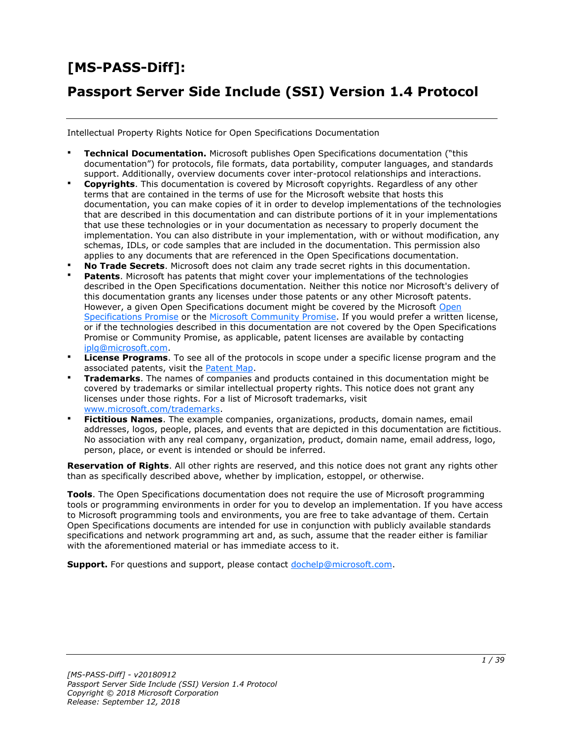# [MS-PASS-Diff]:

# Passport Server Side Include (SSI) Version 1.4 Protocol

Intellectual Property Rights Notice for Open Specifications Documentation

- **Technical Documentation.** Microsoft publishes Open Specifications documentation ("this documentation") for protocols, file formats, data portability, computer languages, and standards support. Additionally, overview documents cover inter-protocol relationships and interactions.
- **Copyrights**. This documentation is covered by Microsoft copyrights. Regardless of any other terms that are contained in the terms of use for the Microsoft website that hosts this documentation, you can make copies of it in order to develop implementations of the technologies that are described in this documentation and can distribute portions of it in your implementations that use these technologies or in your documentation as necessary to properly document the implementation. You can also distribute in your implementation, with or without modification, any schemas, IDLs, or code samples that are included in the documentation. This permission also applies to any documents that are referenced in the Open Specifications documentation.
- **No Trade Secrets**. Microsoft does not claim any trade secret rights in this documentation.
- **Patents**. Microsoft has patents that might cover your implementations of the technologies described in the Open Specifications documentation. Neither this notice nor Microsoft's delivery of this documentation grants any licenses under those patents or any other Microsoft patents. However, a given Open Specifications document might be covered by the Microsoft Open Specifications Promise or the Microsoft Community Promise. If you would prefer a written license, or if the technologies described in this documentation are not covered by the Open Specifications Promise or Community Promise, as applicable, patent licenses are available by contacting iplg@microsoft.com.
- **License Programs**. To see all of the protocols in scope under a specific license program and the associated patents, visit the Patent Map.
- **Trademarks**. The names of companies and products contained in this documentation might be covered by trademarks or similar intellectual property rights. This notice does not grant any licenses under those rights. For a list of Microsoft trademarks, visit www.microsoft.com/trademarks.
- **Fictitious Names**. The example companies, organizations, products, domain names, email addresses, logos, people, places, and events that are depicted in this documentation are fictitious. No association with any real company, organization, product, domain name, email address, logo, person, place, or event is intended or should be inferred.

**Reservation of Rights**. All other rights are reserved, and this notice does not grant any rights other than as specifically described above, whether by implication, estoppel, or otherwise.

**Tools**. The Open Specifications documentation does not require the use of Microsoft programming tools or programming environments in order for you to develop an implementation. If you have access to Microsoft programming tools and environments, you are free to take advantage of them. Certain Open Specifications documents are intended for use in conjunction with publicly available standards specifications and network programming art and, as such, assume that the reader either is familiar with the aforementioned material or has immediate access to it.

**Support.** For questions and support, please contact dochelp@microsoft.com.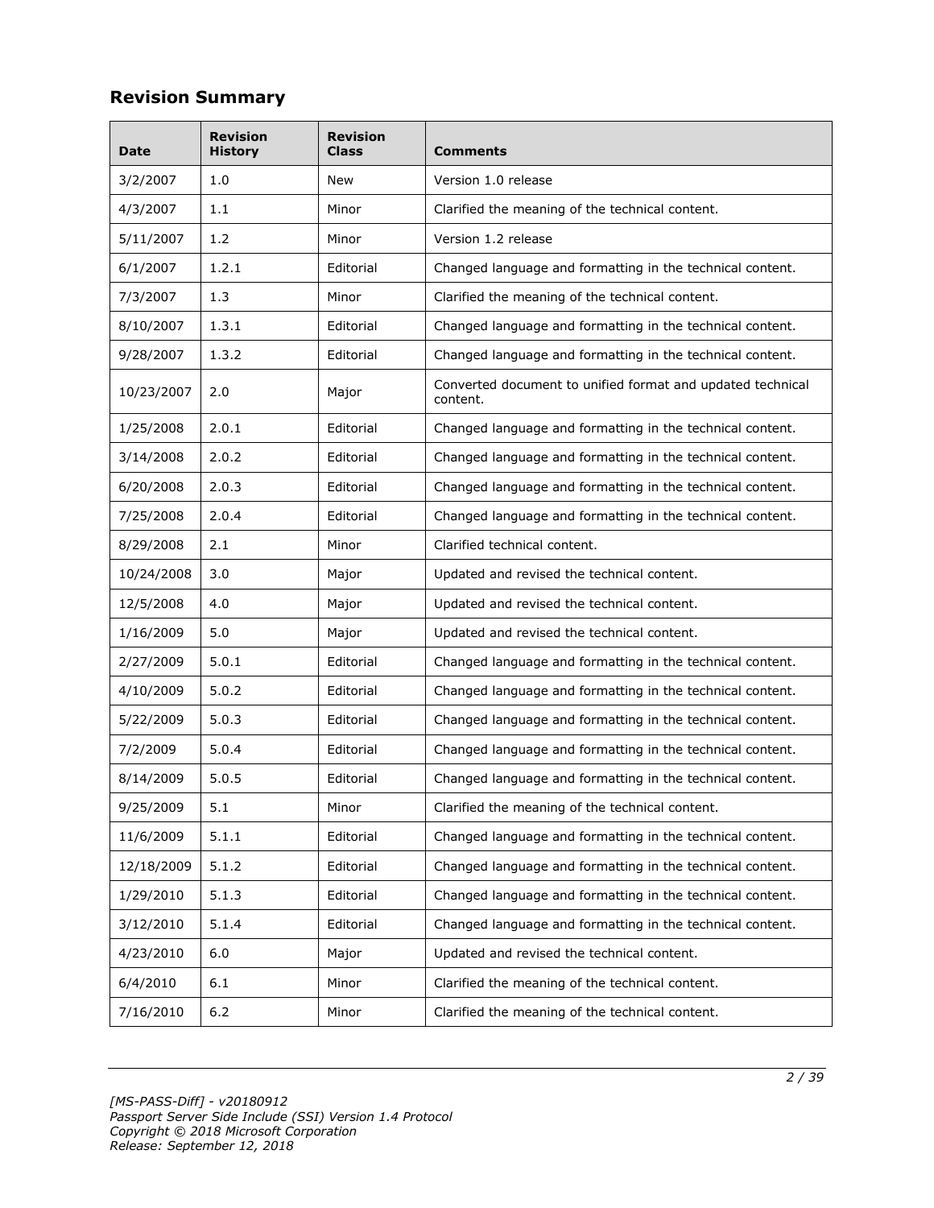## Revision Summary

| Date | Revision History | Revision Class | Comments |
|---|---|---|---|
| 3/2/2007 | 1.0 | New | Version 1.0 release |
| 4/3/2007 | 1.1 | Minor | Clarified the meaning of the technical content. |
| 5/11/2007 | 1.2 | Minor | Version 1.2 release |
| 6/1/2007 | 1.2.1 | Editorial | Changed language and formatting in the technical content. |
| 7/3/2007 | 1.3 | Minor | Clarified the meaning of the technical content. |
| 8/10/2007 | 1.3.1 | Editorial | Changed language and formatting in the technical content. |
| 9/28/2007 | 1.3.2 | Editorial | Changed language and formatting in the technical content. |
| 10/23/2007 | 2.0 | Major | Converted document to unified format and updated technical content. |
| 1/25/2008 | 2.0.1 | Editorial | Changed language and formatting in the technical content. |
| 3/14/2008 | 2.0.2 | Editorial | Changed language and formatting in the technical content. |
| 6/20/2008 | 2.0.3 | Editorial | Changed language and formatting in the technical content. |
| 7/25/2008 | 2.0.4 | Editorial | Changed language and formatting in the technical content. |
| 8/29/2008 | 2.1 | Minor | Clarified technical content. |
| 10/24/2008 | 3.0 | Major | Updated and revised the technical content. |
| 12/5/2008 | 4.0 | Major | Updated and revised the technical content. |
| 1/16/2009 | 5.0 | Major | Updated and revised the technical content. |
| 2/27/2009 | 5.0.1 | Editorial | Changed language and formatting in the technical content. |
| 4/10/2009 | 5.0.2 | Editorial | Changed language and formatting in the technical content. |
| 5/22/2009 | 5.0.3 | Editorial | Changed language and formatting in the technical content. |
| 7/2/2009 | 5.0.4 | Editorial | Changed language and formatting in the technical content. |
| 8/14/2009 | 5.0.5 | Editorial | Changed language and formatting in the technical content. |
| 9/25/2009 | 5.1 | Minor | Clarified the meaning of the technical content. |
| 11/6/2009 | 5.1.1 | Editorial | Changed language and formatting in the technical content. |
| 12/18/2009 | 5.1.2 | Editorial | Changed language and formatting in the technical content. |
| 1/29/2010 | 5.1.3 | Editorial | Changed language and formatting in the technical content. |
| 3/12/2010 | 5.1.4 | Editorial | Changed language and formatting in the technical content. |
| 4/23/2010 | 6.0 | Major | Updated and revised the technical content. |
| 6/4/2010 | 6.1 | Minor | Clarified the meaning of the technical content. |
| 7/16/2010 | 6.2 | Minor | Clarified the meaning of the technical content. |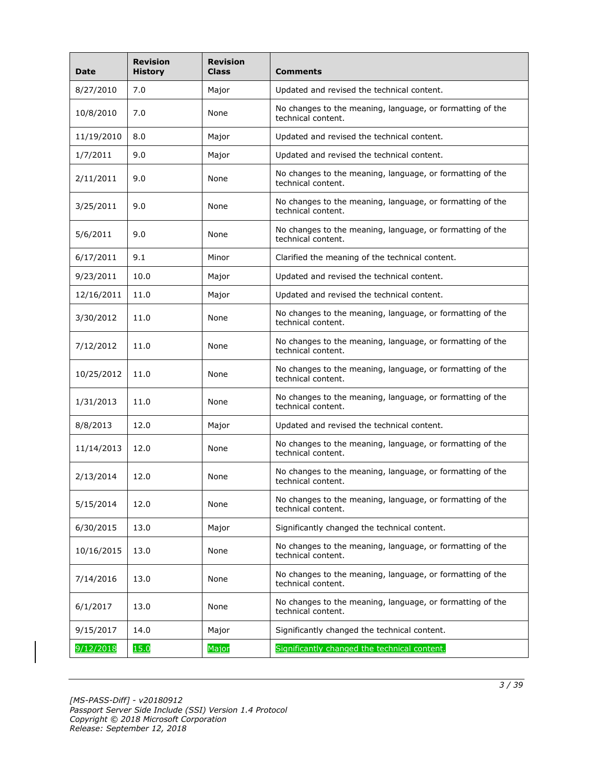| Date | Revision History | Revision Class | Comments |
|---|---|---|---|
| 8/27/2010 | 7.0 | Major | Updated and revised the technical content. |
| 10/8/2010 | 7.0 | None | No changes to the meaning, language, or formatting of the technical content. |
| 11/19/2010 | 8.0 | Major | Updated and revised the technical content. |
| 1/7/2011 | 9.0 | Major | Updated and revised the technical content. |
| 2/11/2011 | 9.0 | None | No changes to the meaning, language, or formatting of the technical content. |
| 3/25/2011 | 9.0 | None | No changes to the meaning, language, or formatting of the technical content. |
| 5/6/2011 | 9.0 | None | No changes to the meaning, language, or formatting of the technical content. |
| 6/17/2011 | 9.1 | Minor | Clarified the meaning of the technical content. |
| 9/23/2011 | 10.0 | Major | Updated and revised the technical content. |
| 12/16/2011 | 11.0 | Major | Updated and revised the technical content. |
| 3/30/2012 | 11.0 | None | No changes to the meaning, language, or formatting of the technical content. |
| 7/12/2012 | 11.0 | None | No changes to the meaning, language, or formatting of the technical content. |
| 10/25/2012 | 11.0 | None | No changes to the meaning, language, or formatting of the technical content. |
| 1/31/2013 | 11.0 | None | No changes to the meaning, language, or formatting of the technical content. |
| 8/8/2013 | 12.0 | Major | Updated and revised the technical content. |
| 11/14/2013 | 12.0 | None | No changes to the meaning, language, or formatting of the technical content. |
| 2/13/2014 | 12.0 | None | No changes to the meaning, language, or formatting of the technical content. |
| 5/15/2014 | 12.0 | None | No changes to the meaning, language, or formatting of the technical content. |
| 6/30/2015 | 13.0 | Major | Significantly changed the technical content. |
| 10/16/2015 | 13.0 | None | No changes to the meaning, language, or formatting of the technical content. |
| 7/14/2016 | 13.0 | None | No changes to the meaning, language, or formatting of the technical content. |
| 6/1/2017 | 13.0 | None | No changes to the meaning, language, or formatting of the technical content. |
| 9/15/2017 | 14.0 | Major | Significantly changed the technical content. |
| 9/12/2018 | 15.0 | Major | Significantly changed the technical content. |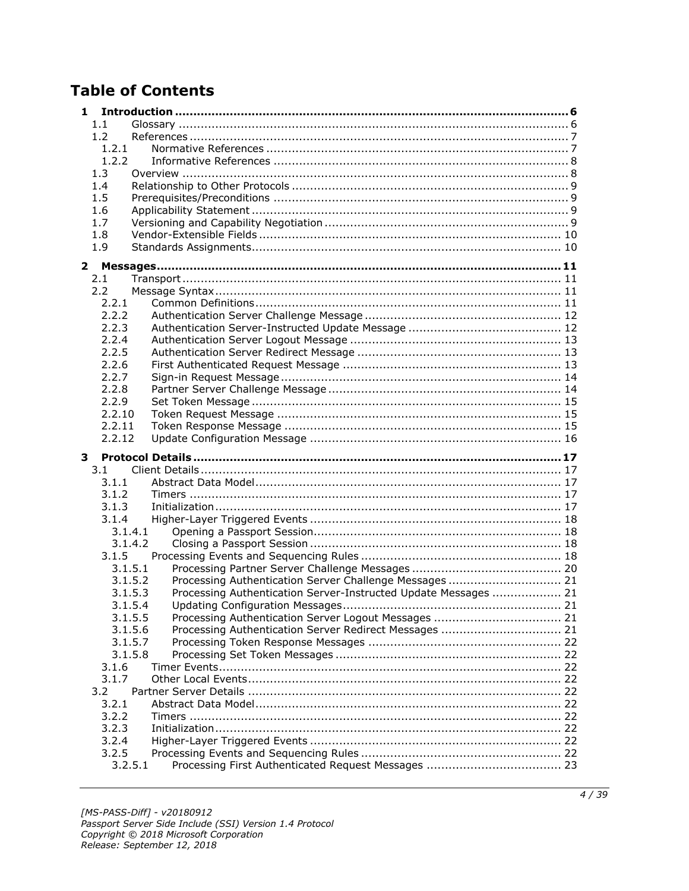# Table of Contents

- **1 Introduction ... 6**
  - 1.1 Glossary ... 6
  - 1.2 References ... 7
    - 1.2.1 Normative References ... 7
    - 1.2.2 Informative References ... 8
  - 1.3 Overview ... 8
  - 1.4 Relationship to Other Protocols ... 9
  - 1.5 Prerequisites/Preconditions ... 9
  - 1.6 Applicability Statement ... 9
  - 1.7 Versioning and Capability Negotiation ... 9
  - 1.8 Vendor-Extensible Fields ... 10
  - 1.9 Standards Assignments ... 10
- **2 Messages ... 11**
  - 2.1 Transport ... 11
  - 2.2 Message Syntax ... 11
    - 2.2.1 Common Definitions ... 11
    - 2.2.2 Authentication Server Challenge Message ... 12
    - 2.2.3 Authentication Server-Instructed Update Message ... 12
    - 2.2.4 Authentication Server Logout Message ... 13
    - 2.2.5 Authentication Server Redirect Message ... 13
    - 2.2.6 First Authenticated Request Message ... 13
    - 2.2.7 Sign-in Request Message ... 14
    - 2.2.8 Partner Server Challenge Message ... 14
    - 2.2.9 Set Token Message ... 15
    - 2.2.10 Token Request Message ... 15
    - 2.2.11 Token Response Message ... 15
    - 2.2.12 Update Configuration Message ... 16
- **3 Protocol Details ... 17**
  - 3.1 Client Details ... 17
    - 3.1.1 Abstract Data Model ... 17
    - 3.1.2 Timers ... 17
    - 3.1.3 Initialization ... 17
    - 3.1.4 Higher-Layer Triggered Events ... 18
      - 3.1.4.1 Opening a Passport Session ... 18
      - 3.1.4.2 Closing a Passport Session ... 18
    - 3.1.5 Processing Events and Sequencing Rules ... 18
      - 3.1.5.1 Processing Partner Server Challenge Messages ... 20
      - 3.1.5.2 Processing Authentication Server Challenge Messages ... 21
      - 3.1.5.3 Processing Authentication Server-Instructed Update Messages ... 21
      - 3.1.5.4 Updating Configuration Messages ... 21
      - 3.1.5.5 Processing Authentication Server Logout Messages ... 21
      - 3.1.5.6 Processing Authentication Server Redirect Messages ... 21
      - 3.1.5.7 Processing Token Response Messages ... 22
      - 3.1.5.8 Processing Set Token Messages ... 22
    - 3.1.6 Timer Events ... 22
    - 3.1.7 Other Local Events ... 22
  - 3.2 Partner Server Details ... 22
    - 3.2.1 Abstract Data Model ... 22
    - 3.2.2 Timers ... 22
    - 3.2.3 Initialization ... 22
    - 3.2.4 Higher-Layer Triggered Events ... 22
    - 3.2.5 Processing Events and Sequencing Rules ... 22
      - 3.2.5.1 Processing First Authenticated Request Messages ... 23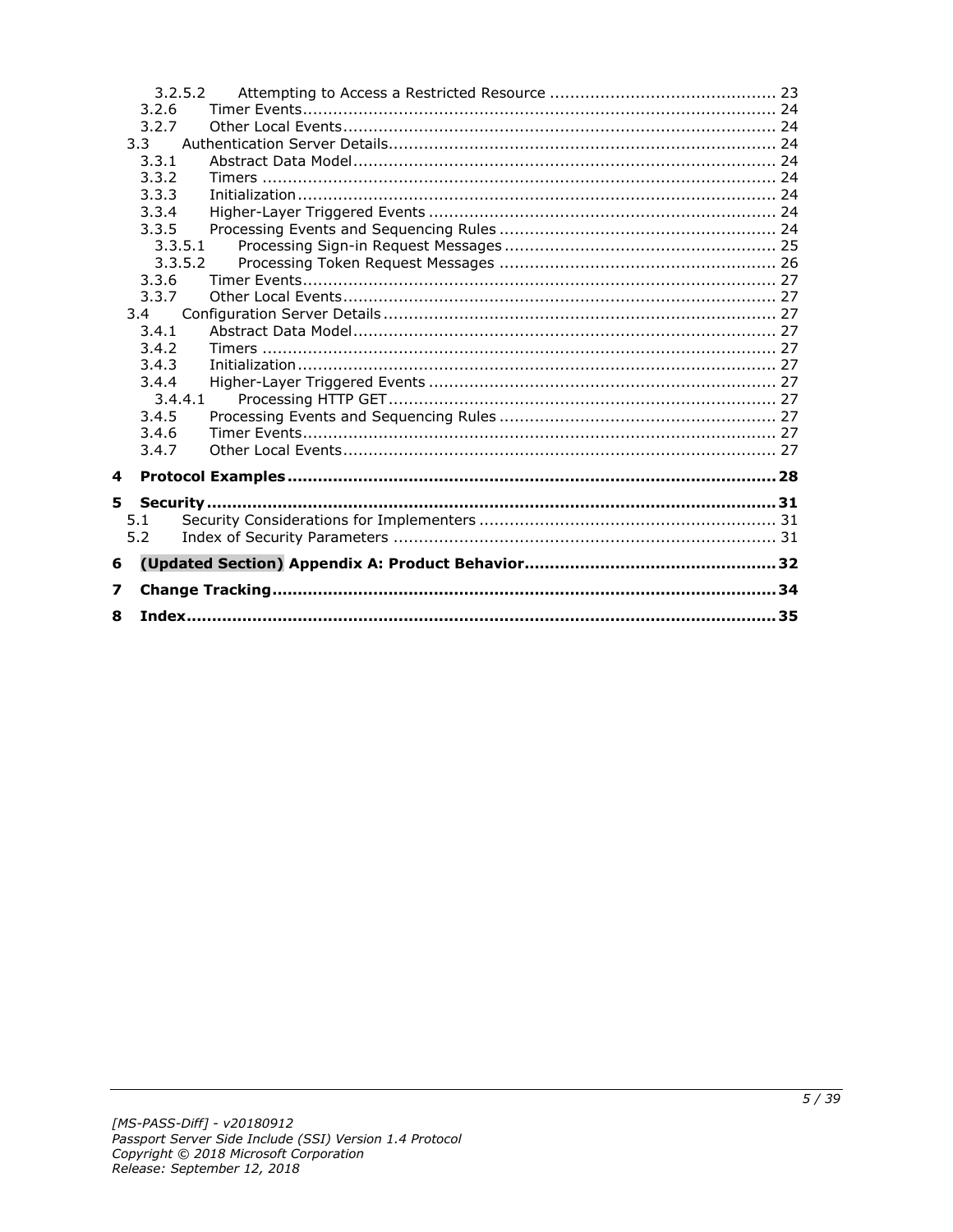- 3.2.5.2 Attempting to Access a Restricted Resource ............................................ 23
- 3.2.6 Timer Events............................................................................................ 24
- 3.2.7 Other Local Events.................................................................................... 24
- 3.3 Authentication Server Details........................................................................... 24
  - 3.3.1 Abstract Data Model.................................................................................. 24
  - 3.3.2 Timers .................................................................................................... 24
  - 3.3.3 Initialization.............................................................................................. 24
  - 3.3.4 Higher-Layer Triggered Events ................................................................... 24
  - 3.3.5 Processing Events and Sequencing Rules ...................................................... 24
    - 3.3.5.1 Processing Sign-in Request Messages ..................................................... 25
    - 3.3.5.2 Processing Token Request Messages ...................................................... 26
  - 3.3.6 Timer Events............................................................................................ 27
  - 3.3.7 Other Local Events.................................................................................... 27
- 3.4 Configuration Server Details............................................................................. 27
  - 3.4.1 Abstract Data Model.................................................................................. 27
  - 3.4.2 Timers .................................................................................................... 27
  - 3.4.3 Initialization.............................................................................................. 27
  - 3.4.4 Higher-Layer Triggered Events ................................................................... 27
    - 3.4.4.1 Processing HTTP GET............................................................................ 27
  - 3.4.5 Processing Events and Sequencing Rules ...................................................... 27
  - 3.4.6 Timer Events............................................................................................ 27
  - 3.4.7 Other Local Events.................................................................................... 27

**4 Protocol Examples................................................................................................28**

**5 Security...............................................................................................................31**

- 5.1 Security Considerations for Implementers .......................................................... 31
- 5.2 Index of Security Parameters ........................................................................... 31

**6 (Updated Section) Appendix A: Product Behavior.................................................32**

**7 Change Tracking..................................................................................................34**

**8 Index...................................................................................................................35**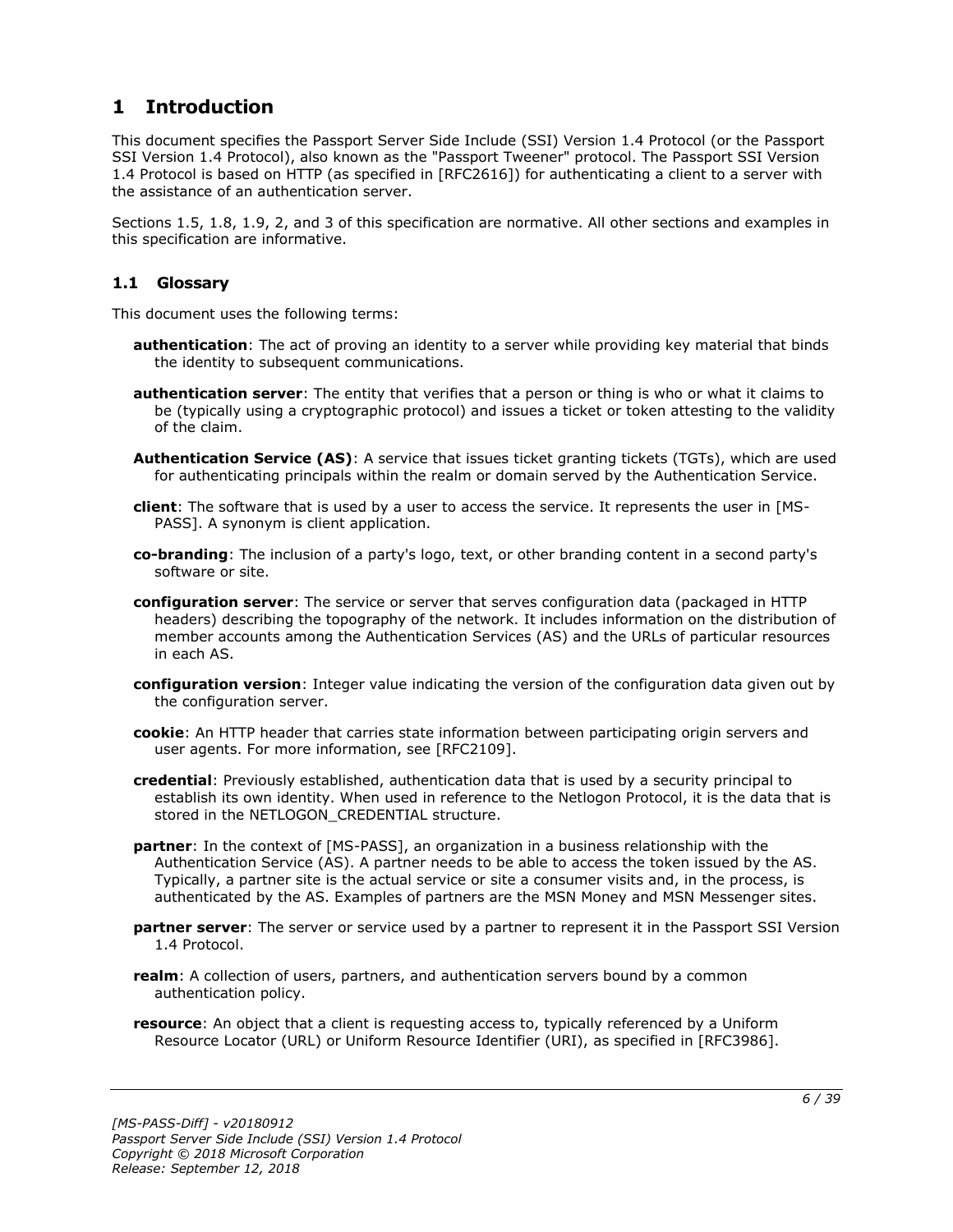# 1 Introduction

This document specifies the Passport Server Side Include (SSI) Version 1.4 Protocol (or the Passport SSI Version 1.4 Protocol), also known as the "Passport Tweener" protocol. The Passport SSI Version 1.4 Protocol is based on HTTP (as specified in [RFC2616]) for authenticating a client to a server with the assistance of an authentication server.

Sections 1.5, 1.8, 1.9, 2, and 3 of this specification are normative. All other sections and examples in this specification are informative.

## 1.1 Glossary

This document uses the following terms:

**authentication**: The act of proving an identity to a server while providing key material that binds the identity to subsequent communications.

**authentication server**: The entity that verifies that a person or thing is who or what it claims to be (typically using a cryptographic protocol) and issues a ticket or token attesting to the validity of the claim.

**Authentication Service (AS)**: A service that issues ticket granting tickets (TGTs), which are used for authenticating principals within the realm or domain served by the Authentication Service.

**client**: The software that is used by a user to access the service. It represents the user in [MS-PASS]. A synonym is client application.

**co-branding**: The inclusion of a party's logo, text, or other branding content in a second party's software or site.

**configuration server**: The service or server that serves configuration data (packaged in HTTP headers) describing the topography of the network. It includes information on the distribution of member accounts among the Authentication Services (AS) and the URLs of particular resources in each AS.

**configuration version**: Integer value indicating the version of the configuration data given out by the configuration server.

**cookie**: An HTTP header that carries state information between participating origin servers and user agents. For more information, see [RFC2109].

**credential**: Previously established, authentication data that is used by a security principal to establish its own identity. When used in reference to the Netlogon Protocol, it is the data that is stored in the NETLOGON_CREDENTIAL structure.

**partner**: In the context of [MS-PASS], an organization in a business relationship with the Authentication Service (AS). A partner needs to be able to access the token issued by the AS. Typically, a partner site is the actual service or site a consumer visits and, in the process, is authenticated by the AS. Examples of partners are the MSN Money and MSN Messenger sites.

**partner server**: The server or service used by a partner to represent it in the Passport SSI Version 1.4 Protocol.

**realm**: A collection of users, partners, and authentication servers bound by a common authentication policy.

**resource**: An object that a client is requesting access to, typically referenced by a Uniform Resource Locator (URL) or Uniform Resource Identifier (URI), as specified in [RFC3986].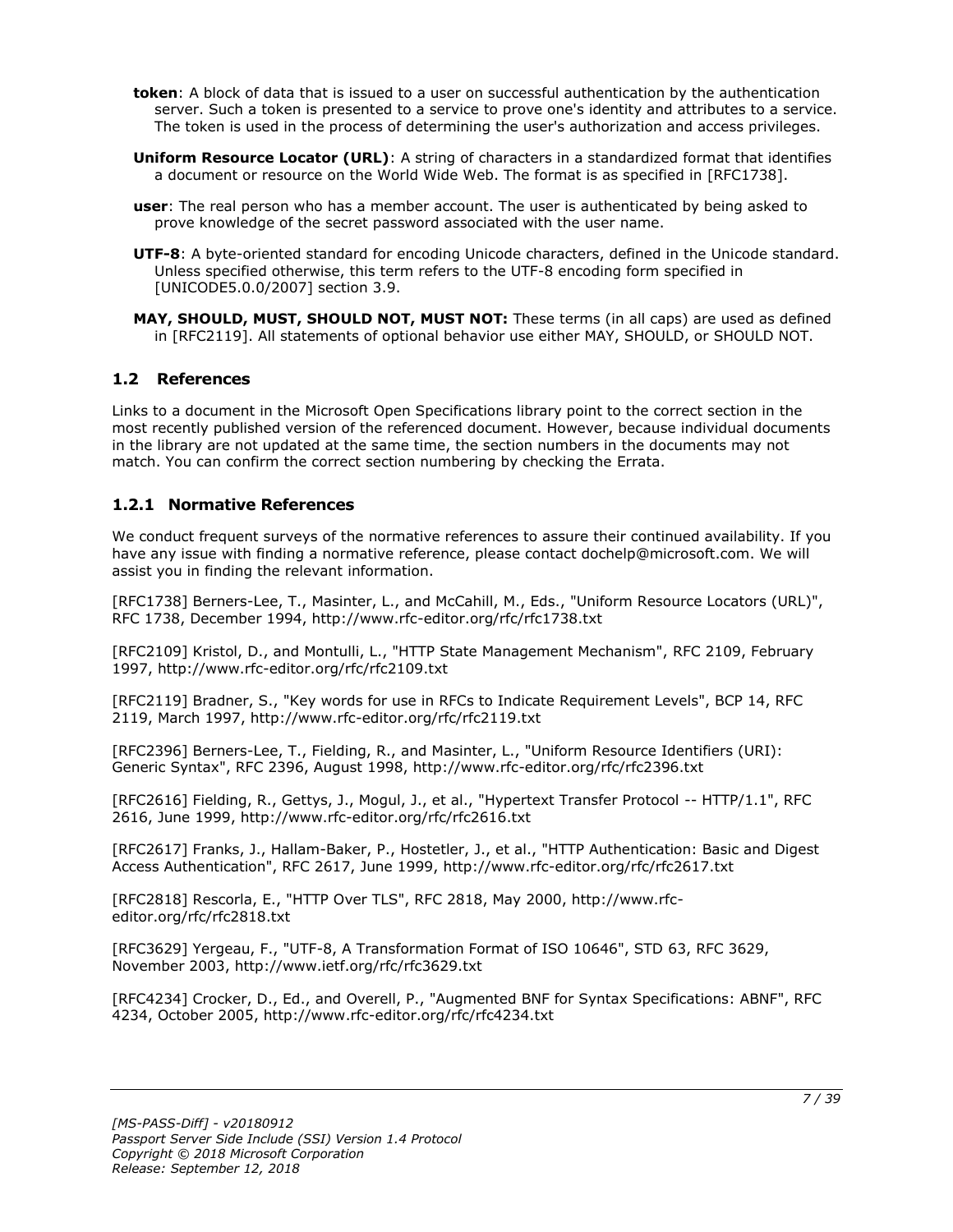**token**: A block of data that is issued to a user on successful authentication by the authentication server. Such a token is presented to a service to prove one's identity and attributes to a service. The token is used in the process of determining the user's authorization and access privileges.

**Uniform Resource Locator (URL)**: A string of characters in a standardized format that identifies a document or resource on the World Wide Web. The format is as specified in [RFC1738].

**user**: The real person who has a member account. The user is authenticated by being asked to prove knowledge of the secret password associated with the user name.

**UTF-8**: A byte-oriented standard for encoding Unicode characters, defined in the Unicode standard. Unless specified otherwise, this term refers to the UTF-8 encoding form specified in [UNICODE5.0.0/2007] section 3.9.

**MAY, SHOULD, MUST, SHOULD NOT, MUST NOT:** These terms (in all caps) are used as defined in [RFC2119]. All statements of optional behavior use either MAY, SHOULD, or SHOULD NOT.

## 1.2 References

Links to a document in the Microsoft Open Specifications library point to the correct section in the most recently published version of the referenced document. However, because individual documents in the library are not updated at the same time, the section numbers in the documents may not match. You can confirm the correct section numbering by checking the Errata.

### 1.2.1 Normative References

We conduct frequent surveys of the normative references to assure their continued availability. If you have any issue with finding a normative reference, please contact dochelp@microsoft.com. We will assist you in finding the relevant information.

[RFC1738] Berners-Lee, T., Masinter, L., and McCahill, M., Eds., "Uniform Resource Locators (URL)", RFC 1738, December 1994, http://www.rfc-editor.org/rfc/rfc1738.txt

[RFC2109] Kristol, D., and Montulli, L., "HTTP State Management Mechanism", RFC 2109, February 1997, http://www.rfc-editor.org/rfc/rfc2109.txt

[RFC2119] Bradner, S., "Key words for use in RFCs to Indicate Requirement Levels", BCP 14, RFC 2119, March 1997, http://www.rfc-editor.org/rfc/rfc2119.txt

[RFC2396] Berners-Lee, T., Fielding, R., and Masinter, L., "Uniform Resource Identifiers (URI): Generic Syntax", RFC 2396, August 1998, http://www.rfc-editor.org/rfc/rfc2396.txt

[RFC2616] Fielding, R., Gettys, J., Mogul, J., et al., "Hypertext Transfer Protocol -- HTTP/1.1", RFC 2616, June 1999, http://www.rfc-editor.org/rfc/rfc2616.txt

[RFC2617] Franks, J., Hallam-Baker, P., Hostetler, J., et al., "HTTP Authentication: Basic and Digest Access Authentication", RFC 2617, June 1999, http://www.rfc-editor.org/rfc/rfc2617.txt

[RFC2818] Rescorla, E., "HTTP Over TLS", RFC 2818, May 2000, http://www.rfc-editor.org/rfc/rfc2818.txt

[RFC3629] Yergeau, F., "UTF-8, A Transformation Format of ISO 10646", STD 63, RFC 3629, November 2003, http://www.ietf.org/rfc/rfc3629.txt

[RFC4234] Crocker, D., Ed., and Overell, P., "Augmented BNF for Syntax Specifications: ABNF", RFC 4234, October 2005, http://www.rfc-editor.org/rfc/rfc4234.txt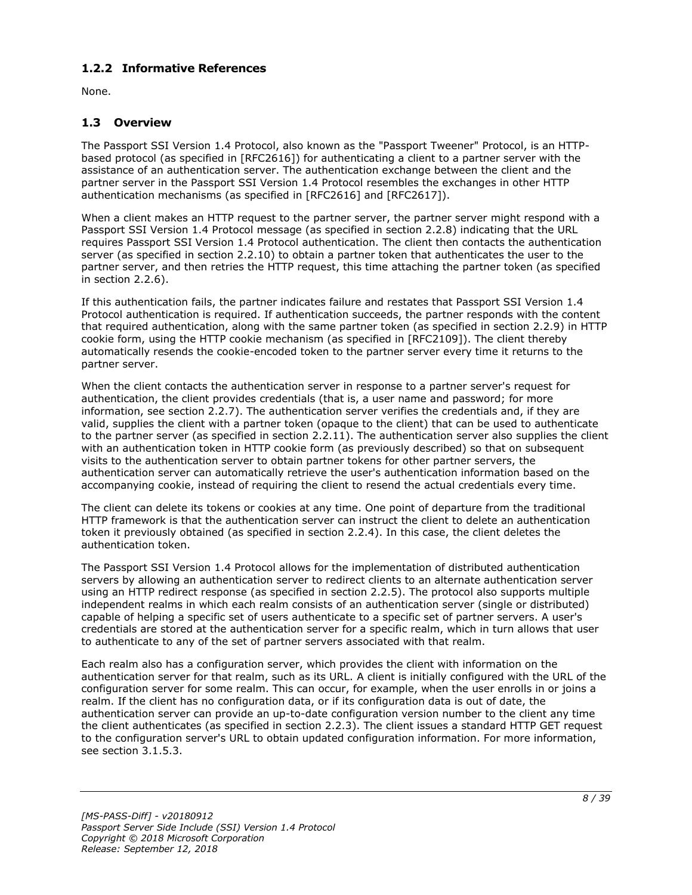### 1.2.2 Informative References

None.

## 1.3 Overview

The Passport SSI Version 1.4 Protocol, also known as the "Passport Tweener" Protocol, is an HTTP-based protocol (as specified in [RFC2616]) for authenticating a client to a partner server with the assistance of an authentication server. The authentication exchange between the client and the partner server in the Passport SSI Version 1.4 Protocol resembles the exchanges in other HTTP authentication mechanisms (as specified in [RFC2616] and [RFC2617]).

When a client makes an HTTP request to the partner server, the partner server might respond with a Passport SSI Version 1.4 Protocol message (as specified in section 2.2.8) indicating that the URL requires Passport SSI Version 1.4 Protocol authentication. The client then contacts the authentication server (as specified in section 2.2.10) to obtain a partner token that authenticates the user to the partner server, and then retries the HTTP request, this time attaching the partner token (as specified in section 2.2.6).

If this authentication fails, the partner indicates failure and restates that Passport SSI Version 1.4 Protocol authentication is required. If authentication succeeds, the partner responds with the content that required authentication, along with the same partner token (as specified in section 2.2.9) in HTTP cookie form, using the HTTP cookie mechanism (as specified in [RFC2109]). The client thereby automatically resends the cookie-encoded token to the partner server every time it returns to the partner server.

When the client contacts the authentication server in response to a partner server's request for authentication, the client provides credentials (that is, a user name and password; for more information, see section 2.2.7). The authentication server verifies the credentials and, if they are valid, supplies the client with a partner token (opaque to the client) that can be used to authenticate to the partner server (as specified in section 2.2.11). The authentication server also supplies the client with an authentication token in HTTP cookie form (as previously described) so that on subsequent visits to the authentication server to obtain partner tokens for other partner servers, the authentication server can automatically retrieve the user's authentication information based on the accompanying cookie, instead of requiring the client to resend the actual credentials every time.

The client can delete its tokens or cookies at any time. One point of departure from the traditional HTTP framework is that the authentication server can instruct the client to delete an authentication token it previously obtained (as specified in section 2.2.4). In this case, the client deletes the authentication token.

The Passport SSI Version 1.4 Protocol allows for the implementation of distributed authentication servers by allowing an authentication server to redirect clients to an alternate authentication server using an HTTP redirect response (as specified in section 2.2.5). The protocol also supports multiple independent realms in which each realm consists of an authentication server (single or distributed) capable of helping a specific set of users authenticate to a specific set of partner servers. A user's credentials are stored at the authentication server for a specific realm, which in turn allows that user to authenticate to any of the set of partner servers associated with that realm.

Each realm also has a configuration server, which provides the client with information on the authentication server for that realm, such as its URL. A client is initially configured with the URL of the configuration server for some realm. This can occur, for example, when the user enrolls in or joins a realm. If the client has no configuration data, or if its configuration data is out of date, the authentication server can provide an up-to-date configuration version number to the client any time the client authenticates (as specified in section 2.2.3). The client issues a standard HTTP GET request to the configuration server's URL to obtain updated configuration information. For more information, see section 3.1.5.3.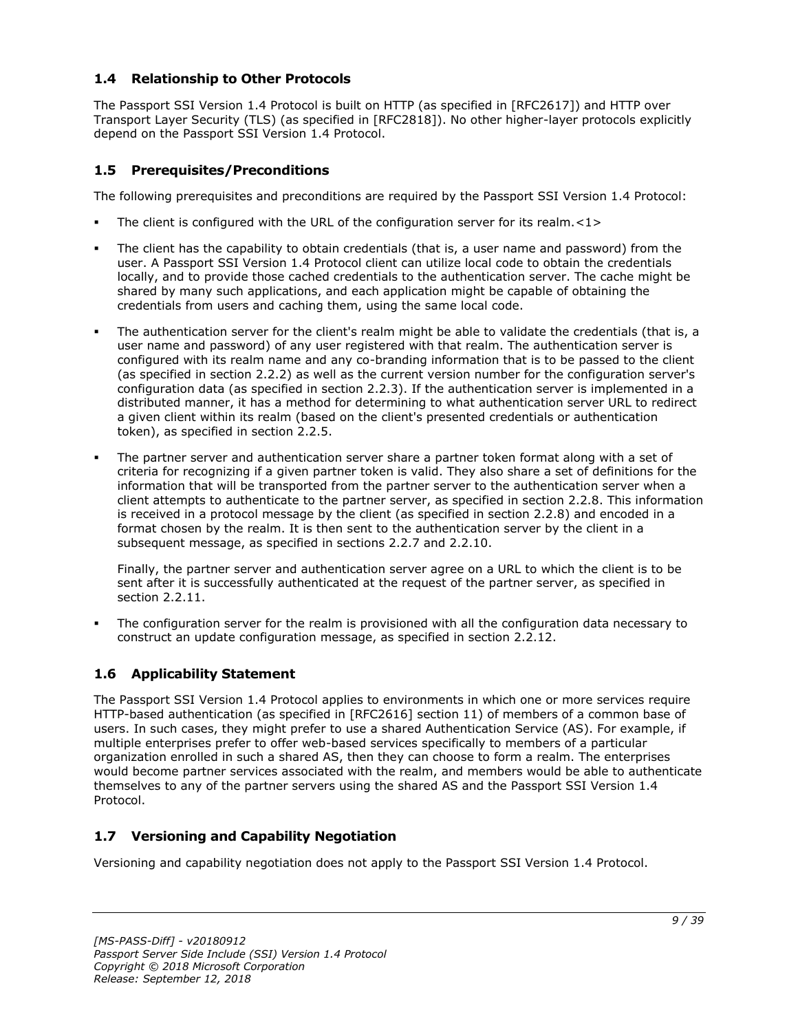## 1.4 Relationship to Other Protocols

The Passport SSI Version 1.4 Protocol is built on HTTP (as specified in [RFC2617]) and HTTP over Transport Layer Security (TLS) (as specified in [RFC2818]). No other higher-layer protocols explicitly depend on the Passport SSI Version 1.4 Protocol.

## 1.5 Prerequisites/Preconditions

The following prerequisites and preconditions are required by the Passport SSI Version 1.4 Protocol:

- The client is configured with the URL of the configuration server for its realm.<1>
- The client has the capability to obtain credentials (that is, a user name and password) from the user. A Passport SSI Version 1.4 Protocol client can utilize local code to obtain the credentials locally, and to provide those cached credentials to the authentication server. The cache might be shared by many such applications, and each application might be capable of obtaining the credentials from users and caching them, using the same local code.
- The authentication server for the client's realm might be able to validate the credentials (that is, a user name and password) of any user registered with that realm. The authentication server is configured with its realm name and any co-branding information that is to be passed to the client (as specified in section 2.2.2) as well as the current version number for the configuration server's configuration data (as specified in section 2.2.3). If the authentication server is implemented in a distributed manner, it has a method for determining to what authentication server URL to redirect a given client within its realm (based on the client's presented credentials or authentication token), as specified in section 2.2.5.
- The partner server and authentication server share a partner token format along with a set of criteria for recognizing if a given partner token is valid. They also share a set of definitions for the information that will be transported from the partner server to the authentication server when a client attempts to authenticate to the partner server, as specified in section 2.2.8. This information is received in a protocol message by the client (as specified in section 2.2.8) and encoded in a format chosen by the realm. It is then sent to the authentication server by the client in a subsequent message, as specified in sections 2.2.7 and 2.2.10.

  Finally, the partner server and authentication server agree on a URL to which the client is to be sent after it is successfully authenticated at the request of the partner server, as specified in section 2.2.11.
- The configuration server for the realm is provisioned with all the configuration data necessary to construct an update configuration message, as specified in section 2.2.12.

## 1.6 Applicability Statement

The Passport SSI Version 1.4 Protocol applies to environments in which one or more services require HTTP-based authentication (as specified in [RFC2616] section 11) of members of a common base of users. In such cases, they might prefer to use a shared Authentication Service (AS). For example, if multiple enterprises prefer to offer web-based services specifically to members of a particular organization enrolled in such a shared AS, then they can choose to form a realm. The enterprises would become partner services associated with the realm, and members would be able to authenticate themselves to any of the partner servers using the shared AS and the Passport SSI Version 1.4 Protocol.

## 1.7 Versioning and Capability Negotiation

Versioning and capability negotiation does not apply to the Passport SSI Version 1.4 Protocol.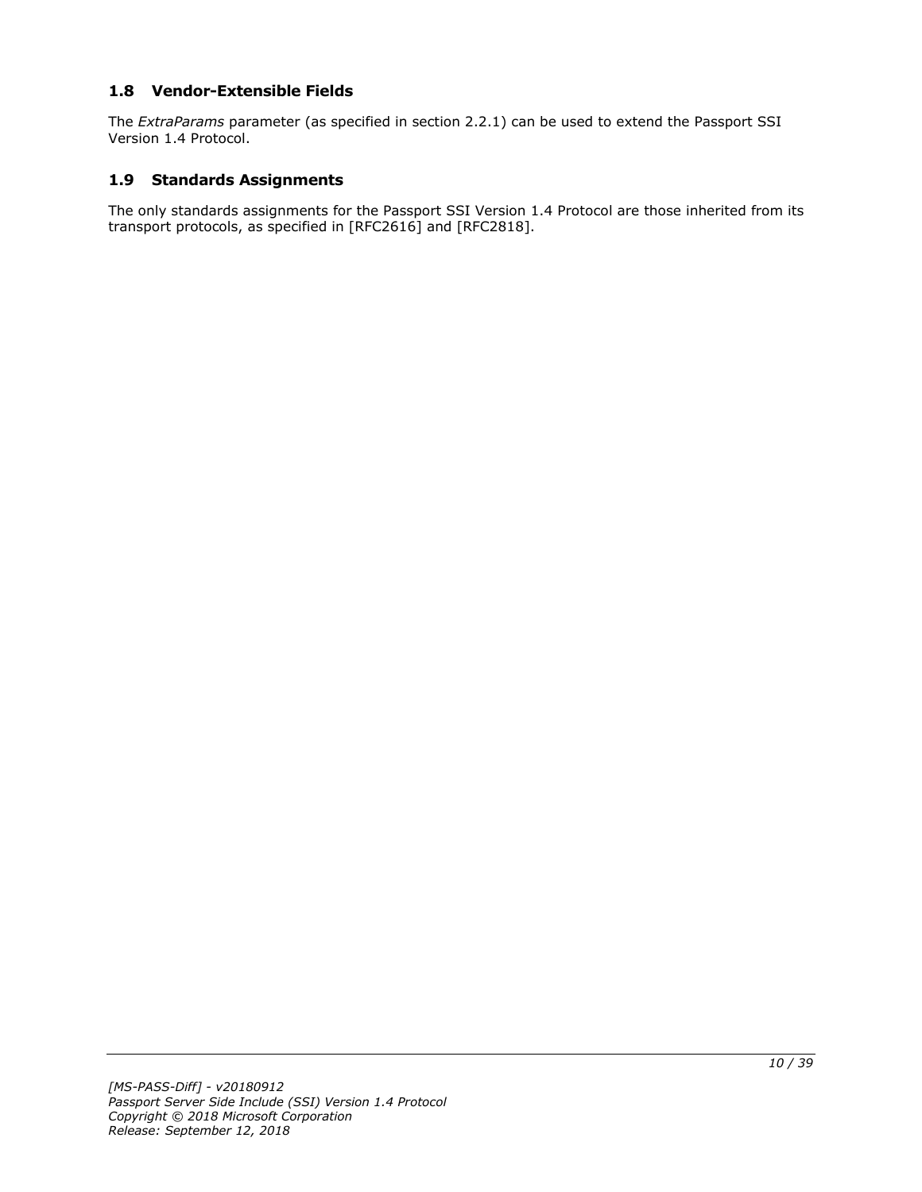## 1.8 Vendor-Extensible Fields

The *ExtraParams* parameter (as specified in section 2.2.1) can be used to extend the Passport SSI Version 1.4 Protocol.

## 1.9 Standards Assignments

The only standards assignments for the Passport SSI Version 1.4 Protocol are those inherited from its transport protocols, as specified in [RFC2616] and [RFC2818].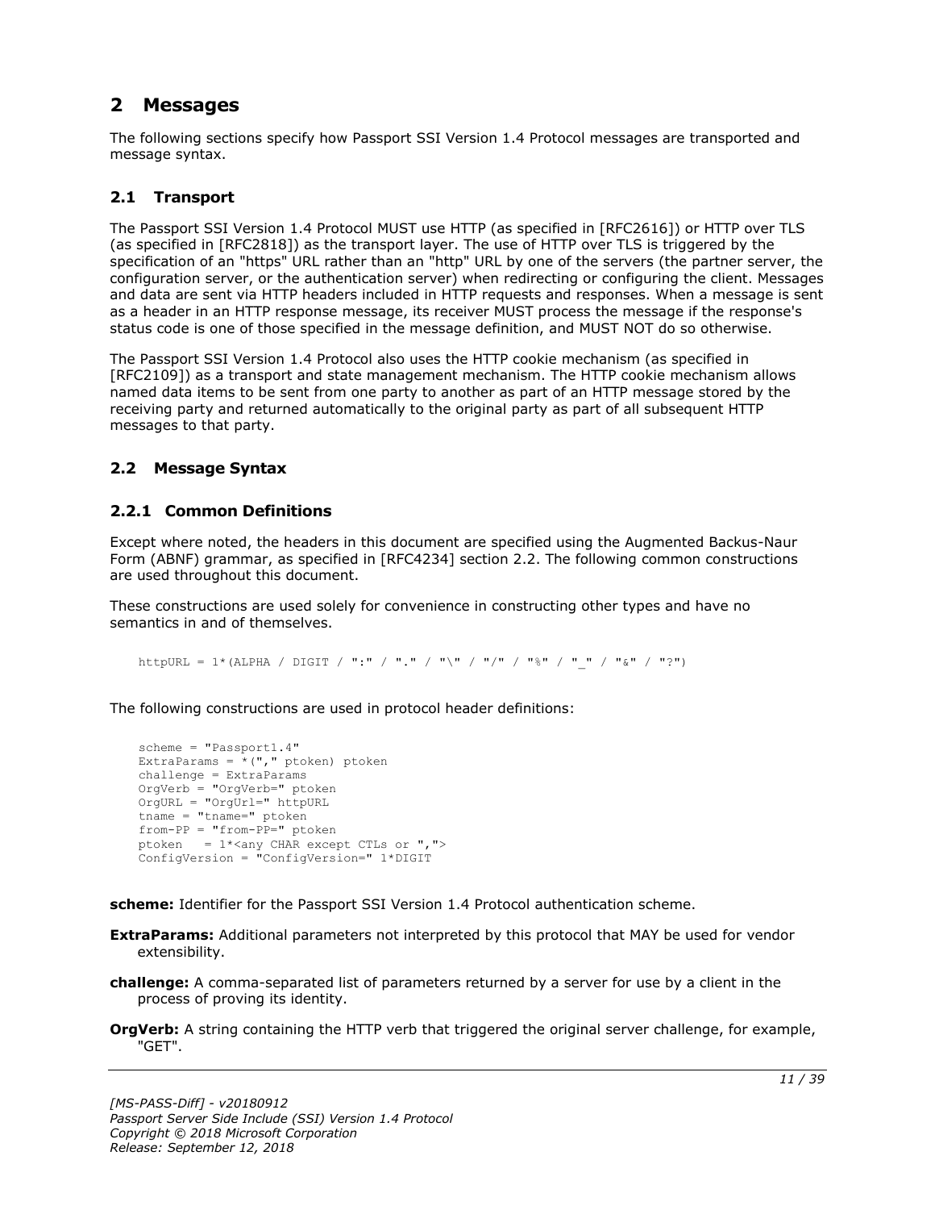# 2 Messages

The following sections specify how Passport SSI Version 1.4 Protocol messages are transported and message syntax.

## 2.1 Transport

The Passport SSI Version 1.4 Protocol MUST use HTTP (as specified in [RFC2616]) or HTTP over TLS (as specified in [RFC2818]) as the transport layer. The use of HTTP over TLS is triggered by the specification of an "https" URL rather than an "http" URL by one of the servers (the partner server, the configuration server, or the authentication server) when redirecting or configuring the client. Messages and data are sent via HTTP headers included in HTTP requests and responses. When a message is sent as a header in an HTTP response message, its receiver MUST process the message if the response's status code is one of those specified in the message definition, and MUST NOT do so otherwise.

The Passport SSI Version 1.4 Protocol also uses the HTTP cookie mechanism (as specified in [RFC2109]) as a transport and state management mechanism. The HTTP cookie mechanism allows named data items to be sent from one party to another as part of an HTTP message stored by the receiving party and returned automatically to the original party as part of all subsequent HTTP messages to that party.

## 2.2 Message Syntax

### 2.2.1 Common Definitions

Except where noted, the headers in this document are specified using the Augmented Backus-Naur Form (ABNF) grammar, as specified in [RFC4234] section 2.2. The following common constructions are used throughout this document.

These constructions are used solely for convenience in constructing other types and have no semantics in and of themselves.

```
httpURL = 1*(ALPHA / DIGIT / ":" / "." / "\" / "/" / "%" / "_" / "&" / "?")
```

The following constructions are used in protocol header definitions:

```
scheme = "Passport1.4"
ExtraParams = *("," ptoken) ptoken
challenge = ExtraParams
OrgVerb = "OrgVerb=" ptoken
OrgURL = "OrgUrl=" httpURL
tname = "tname=" ptoken
from-PP = "from-PP=" ptoken
ptoken   = 1*<any CHAR except CTLs or ",">
ConfigVersion = "ConfigVersion=" 1*DIGIT
```

**scheme:** Identifier for the Passport SSI Version 1.4 Protocol authentication scheme.

**ExtraParams:** Additional parameters not interpreted by this protocol that MAY be used for vendor extensibility.

**challenge:** A comma-separated list of parameters returned by a server for use by a client in the process of proving its identity.

**OrgVerb:** A string containing the HTTP verb that triggered the original server challenge, for example, "GET".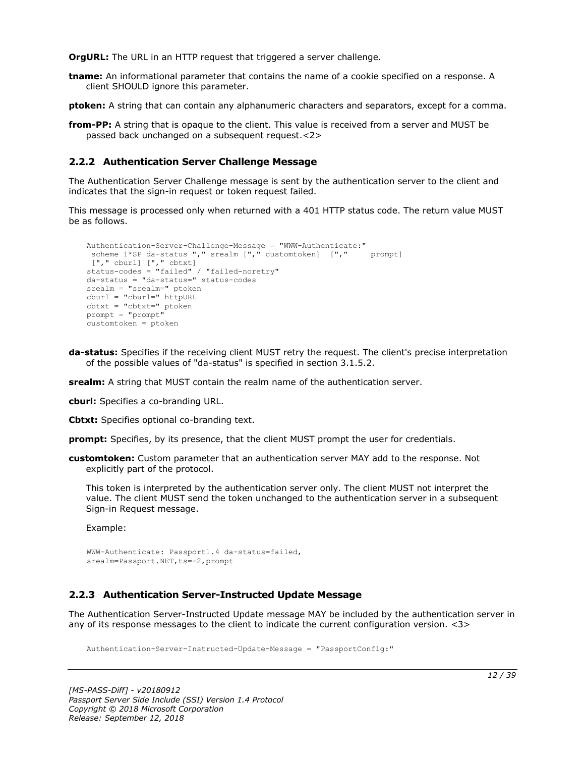**OrgURL:** The URL in an HTTP request that triggered a server challenge.

**tname:** An informational parameter that contains the name of a cookie specified on a response. A client SHOULD ignore this parameter.

**ptoken:** A string that can contain any alphanumeric characters and separators, except for a comma.

**from-PP:** A string that is opaque to the client. This value is received from a server and MUST be passed back unchanged on a subsequent request.<2>

### 2.2.2 Authentication Server Challenge Message

The Authentication Server Challenge message is sent by the authentication server to the client and indicates that the sign-in request or token request failed.

This message is processed only when returned with a 401 HTTP status code. The return value MUST be as follows.

```
Authentication-Server-Challenge-Message = "WWW-Authenticate:"
 scheme 1*SP da-status "," srealm ["," customtoken]  [","     prompt]
 ["," cburl] ["," cbtxt]
status-codes = "failed" / "failed-noretry"
da-status = "da-status=" status-codes
srealm = "srealm=" ptoken
cburl = "cburl=" httpURL
cbtxt = "cbtxt=" ptoken
prompt = "prompt"
customtoken = ptoken
```

**da-status:** Specifies if the receiving client MUST retry the request. The client's precise interpretation of the possible values of "da-status" is specified in section 3.1.5.2.

**srealm:** A string that MUST contain the realm name of the authentication server.

**cburl:** Specifies a co-branding URL.

**Cbtxt:** Specifies optional co-branding text.

**prompt:** Specifies, by its presence, that the client MUST prompt the user for credentials.

**customtoken:** Custom parameter that an authentication server MAY add to the response. Not explicitly part of the protocol.

This token is interpreted by the authentication server only. The client MUST not interpret the value. The client MUST send the token unchanged to the authentication server in a subsequent Sign-in Request message.

Example:

```
WWW-Authenticate: Passport1.4 da-status=failed,
srealm=Passport.NET,ts=-2,prompt
```

### 2.2.3 Authentication Server-Instructed Update Message

The Authentication Server-Instructed Update message MAY be included by the authentication server in any of its response messages to the client to indicate the current configuration version. <3>

```
Authentication-Server-Instructed-Update-Message = "PassportConfig:"
```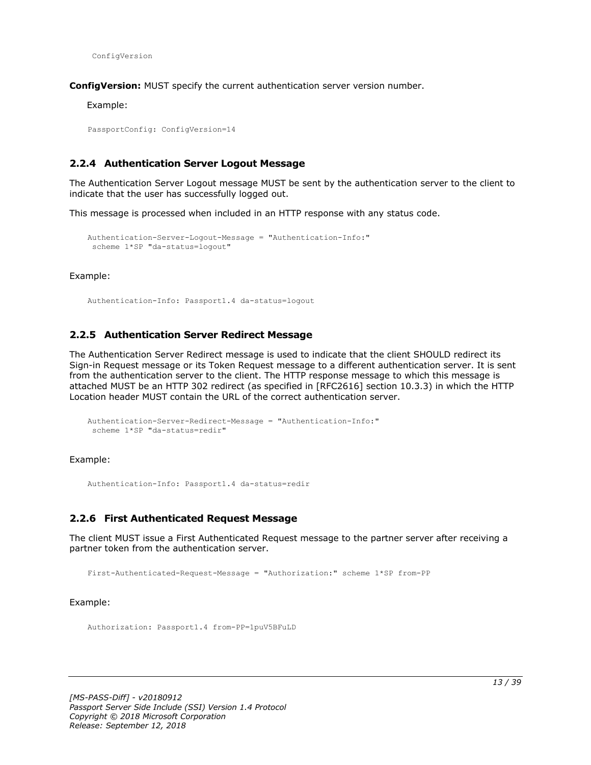```
ConfigVersion
```

**ConfigVersion:** MUST specify the current authentication server version number.

Example:

```
PassportConfig: ConfigVersion=14
```

### 2.2.4 Authentication Server Logout Message

The Authentication Server Logout message MUST be sent by the authentication server to the client to indicate that the user has successfully logged out.

This message is processed when included in an HTTP response with any status code.

```
Authentication-Server-Logout-Message = "Authentication-Info:"
 scheme 1*SP "da-status=logout"
```

Example:

```
Authentication-Info: Passport1.4 da-status=logout
```

### 2.2.5 Authentication Server Redirect Message

The Authentication Server Redirect message is used to indicate that the client SHOULD redirect its Sign-in Request message or its Token Request message to a different authentication server. It is sent from the authentication server to the client. The HTTP response message to which this message is attached MUST be an HTTP 302 redirect (as specified in [RFC2616] section 10.3.3) in which the HTTP Location header MUST contain the URL of the correct authentication server.

```
Authentication-Server-Redirect-Message = "Authentication-Info:"
 scheme 1*SP "da-status=redir"
```

Example:

```
Authentication-Info: Passport1.4 da-status=redir
```

### 2.2.6 First Authenticated Request Message

The client MUST issue a First Authenticated Request message to the partner server after receiving a partner token from the authentication server.

```
First-Authenticated-Request-Message = "Authorization:" scheme 1*SP from-PP
```

Example:

```
Authorization: Passport1.4 from-PP=1puV5BFuLD
```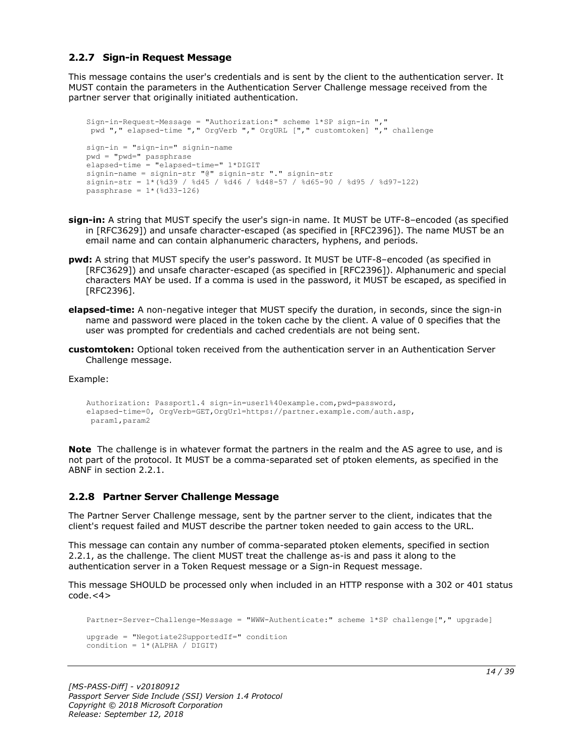### 2.2.7 Sign-in Request Message

This message contains the user's credentials and is sent by the client to the authentication server. It MUST contain the parameters in the Authentication Server Challenge message received from the partner server that originally initiated authentication.

```
Sign-in-Request-Message = "Authorization:" scheme 1*SP sign-in ","
 pwd "," elapsed-time "," OrgVerb "," OrgURL ["," customtoken] "," challenge

sign-in = "sign-in=" signin-name
pwd = "pwd=" passphrase
elapsed-time = "elapsed-time=" 1*DIGIT
signin-name = signin-str "@" signin-str "." signin-str
signin-str = 1*(%d39 / %d45 / %d46 / %d48-57 / %d65-90 / %d95 / %d97-122)
passphrase = 1*(%d33-126)
```

**sign-in:** A string that MUST specify the user's sign-in name. It MUST be UTF-8–encoded (as specified in [RFC3629]) and unsafe character-escaped (as specified in [RFC2396]). The name MUST be an email name and can contain alphanumeric characters, hyphens, and periods.

**pwd:** A string that MUST specify the user's password. It MUST be UTF-8–encoded (as specified in [RFC3629]) and unsafe character-escaped (as specified in [RFC2396]). Alphanumeric and special characters MAY be used. If a comma is used in the password, it MUST be escaped, as specified in [RFC2396].

**elapsed-time:** A non-negative integer that MUST specify the duration, in seconds, since the sign-in name and password were placed in the token cache by the client. A value of 0 specifies that the user was prompted for credentials and cached credentials are not being sent.

**customtoken:** Optional token received from the authentication server in an Authentication Server Challenge message.

Example:

```
Authorization: Passport1.4 sign-in=user1%40example.com,pwd=password,
elapsed-time=0, OrgVerb=GET,OrgUrl=https://partner.example.com/auth.asp,
 param1,param2
```

**Note** The challenge is in whatever format the partners in the realm and the AS agree to use, and is not part of the protocol. It MUST be a comma-separated set of ptoken elements, as specified in the ABNF in section 2.2.1.

### 2.2.8 Partner Server Challenge Message

The Partner Server Challenge message, sent by the partner server to the client, indicates that the client's request failed and MUST describe the partner token needed to gain access to the URL.

This message can contain any number of comma-separated ptoken elements, specified in section 2.2.1, as the challenge. The client MUST treat the challenge as-is and pass it along to the authentication server in a Token Request message or a Sign-in Request message.

This message SHOULD be processed only when included in an HTTP response with a 302 or 401 status code.<4>

```
Partner-Server-Challenge-Message = "WWW-Authenticate:" scheme 1*SP challenge["," upgrade]

upgrade = "Negotiate2SupportedIf=" condition
condition = 1*(ALPHA / DIGIT)
```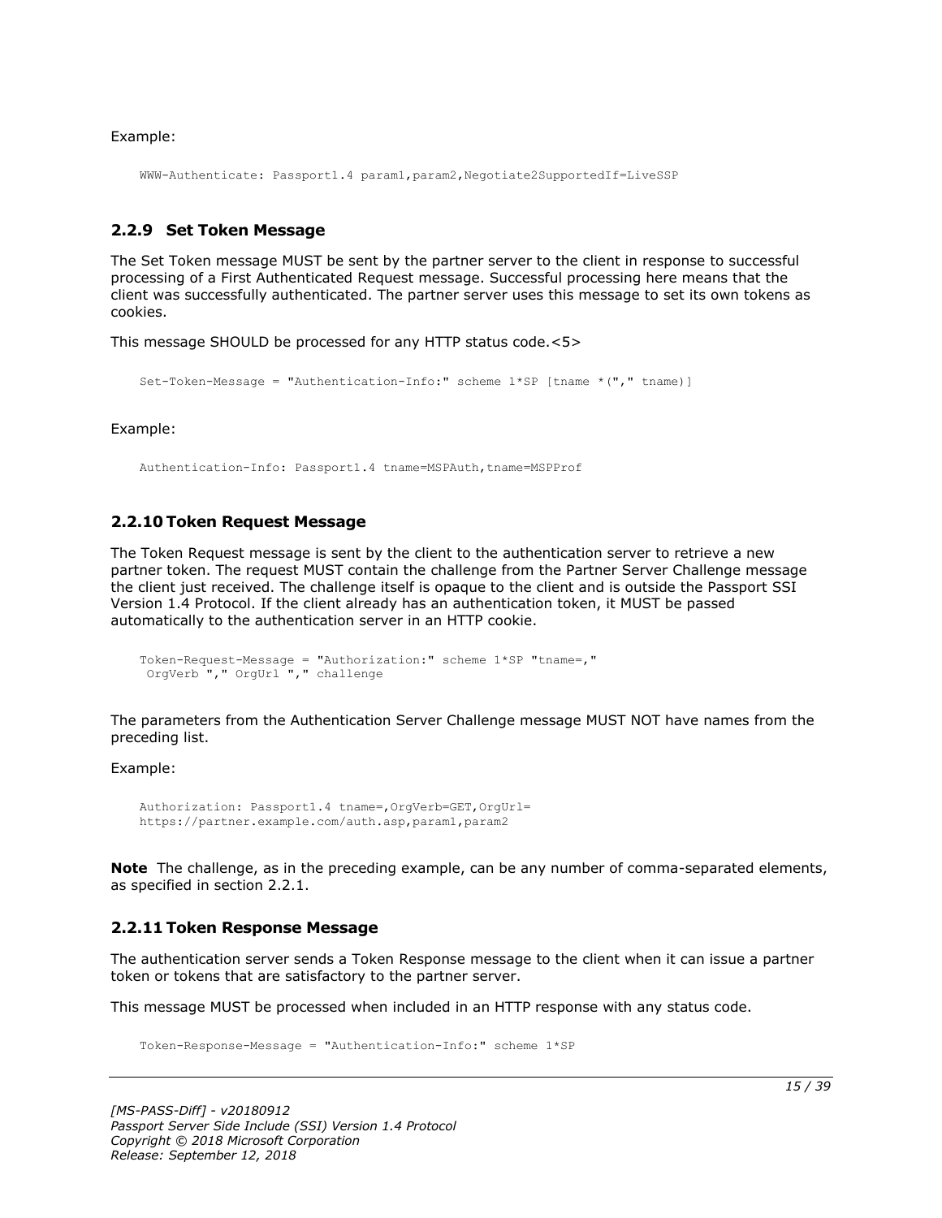Example:

```
WWW-Authenticate: Passport1.4 param1,param2,Negotiate2SupportedIf=LiveSSP
```

### 2.2.9 Set Token Message

The Set Token message MUST be sent by the partner server to the client in response to successful processing of a First Authenticated Request message. Successful processing here means that the client was successfully authenticated. The partner server uses this message to set its own tokens as cookies.

This message SHOULD be processed for any HTTP status code.<5>

```
Set-Token-Message = "Authentication-Info:" scheme 1*SP [tname *("," tname)]
```

Example:

```
Authentication-Info: Passport1.4 tname=MSPAuth,tname=MSPProf
```

### 2.2.10 Token Request Message

The Token Request message is sent by the client to the authentication server to retrieve a new partner token. The request MUST contain the challenge from the Partner Server Challenge message the client just received. The challenge itself is opaque to the client and is outside the Passport SSI Version 1.4 Protocol. If the client already has an authentication token, it MUST be passed automatically to the authentication server in an HTTP cookie.

```
Token-Request-Message = "Authorization:" scheme 1*SP "tname=,"
 OrgVerb "," OrgUrl "," challenge
```

The parameters from the Authentication Server Challenge message MUST NOT have names from the preceding list.

Example:

```
Authorization: Passport1.4 tname=,OrgVerb=GET,OrgUrl=
https://partner.example.com/auth.asp,param1,param2
```

**Note** The challenge, as in the preceding example, can be any number of comma-separated elements, as specified in section 2.2.1.

### 2.2.11 Token Response Message

The authentication server sends a Token Response message to the client when it can issue a partner token or tokens that are satisfactory to the partner server.

This message MUST be processed when included in an HTTP response with any status code.

```
Token-Response-Message = "Authentication-Info:" scheme 1*SP
```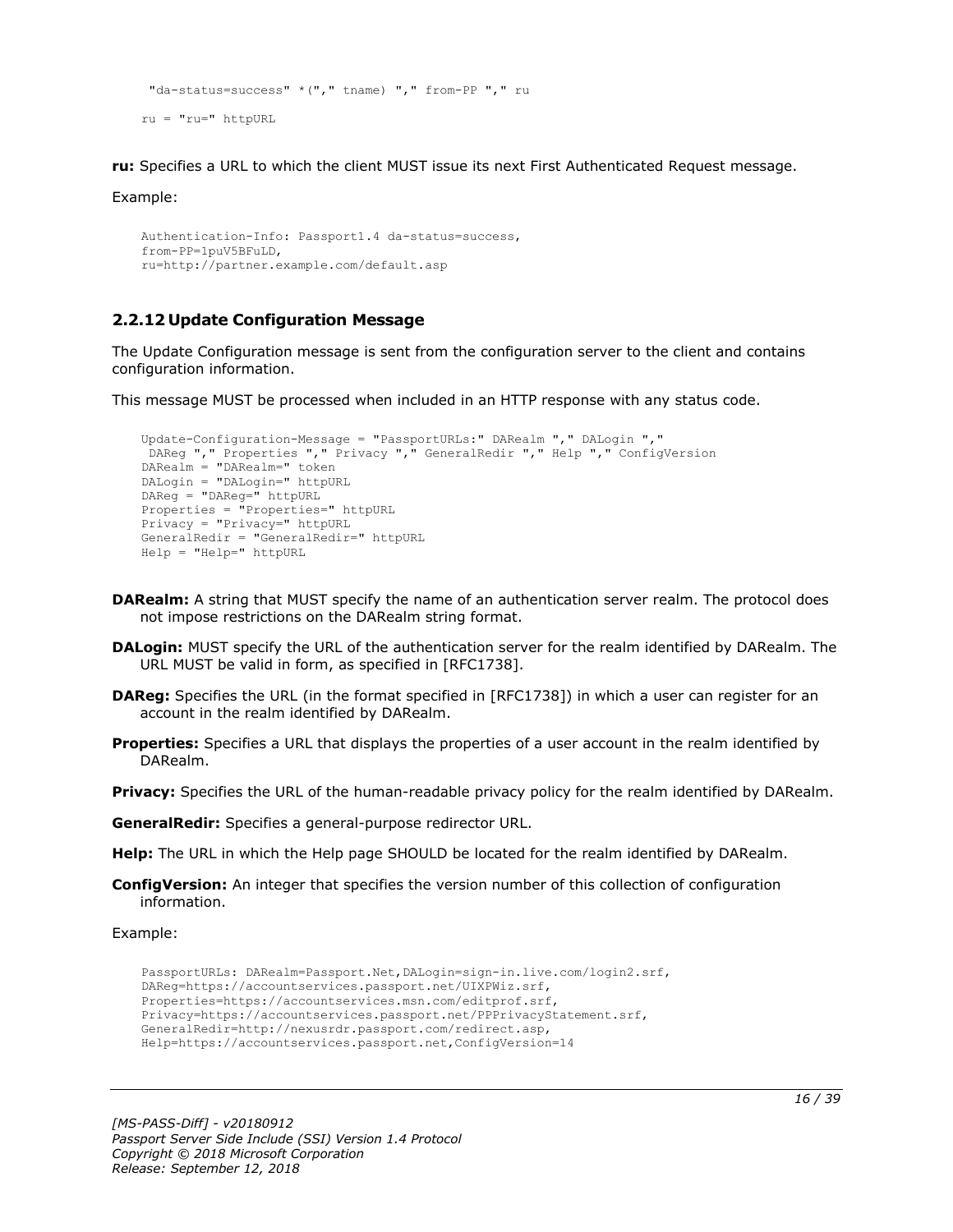```
 "da-status=success" *("," tname) "," from-PP "," ru

ru = "ru=" httpURL
```

**ru:** Specifies a URL to which the client MUST issue its next First Authenticated Request message.

Example:

```
Authentication-Info: Passport1.4 da-status=success,
from-PP=1puV5BFuLD,
ru=http://partner.example.com/default.asp
```

### 2.2.12 Update Configuration Message

The Update Configuration message is sent from the configuration server to the client and contains configuration information.

This message MUST be processed when included in an HTTP response with any status code.

```
Update-Configuration-Message = "PassportURLs:" DARealm "," DALogin ","
 DAReg "," Properties "," Privacy "," GeneralRedir "," Help "," ConfigVersion
DARealm = "DARealm=" token
DALogin = "DALogin=" httpURL
DAReg = "DAReg=" httpURL
Properties = "Properties=" httpURL
Privacy = "Privacy=" httpURL
GeneralRedir = "GeneralRedir=" httpURL
Help = "Help=" httpURL
```

**DARealm:** A string that MUST specify the name of an authentication server realm. The protocol does not impose restrictions on the DARealm string format.

**DALogin:** MUST specify the URL of the authentication server for the realm identified by DARealm. The URL MUST be valid in form, as specified in [RFC1738].

**DAReg:** Specifies the URL (in the format specified in [RFC1738]) in which a user can register for an account in the realm identified by DARealm.

**Properties:** Specifies a URL that displays the properties of a user account in the realm identified by DARealm.

**Privacy:** Specifies the URL of the human-readable privacy policy for the realm identified by DARealm.

**GeneralRedir:** Specifies a general-purpose redirector URL.

**Help:** The URL in which the Help page SHOULD be located for the realm identified by DARealm.

**ConfigVersion:** An integer that specifies the version number of this collection of configuration information.

Example:

```
PassportURLs: DARealm=Passport.Net,DALogin=sign-in.live.com/login2.srf,
DAReg=https://accountservices.passport.net/UIXPWiz.srf,
Properties=https://accountservices.msn.com/editprof.srf,
Privacy=https://accountservices.passport.net/PPPrivacyStatement.srf,
GeneralRedir=http://nexusrdr.passport.com/redirect.asp,
Help=https://accountservices.passport.net,ConfigVersion=14
```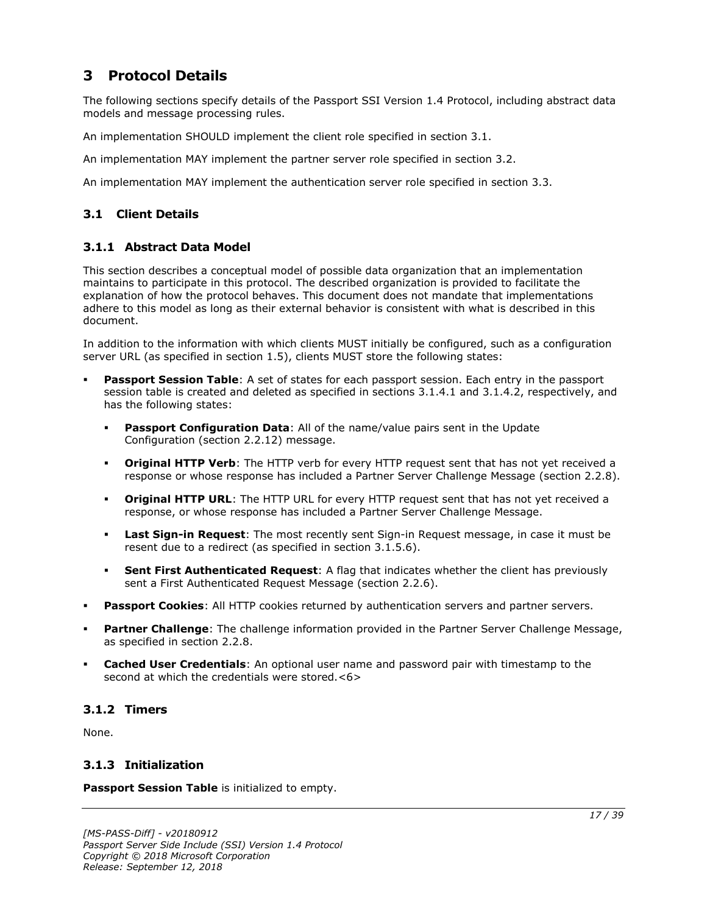# 3 Protocol Details

The following sections specify details of the Passport SSI Version 1.4 Protocol, including abstract data models and message processing rules.

An implementation SHOULD implement the client role specified in section 3.1.

An implementation MAY implement the partner server role specified in section 3.2.

An implementation MAY implement the authentication server role specified in section 3.3.

## 3.1 Client Details

### 3.1.1 Abstract Data Model

This section describes a conceptual model of possible data organization that an implementation maintains to participate in this protocol. The described organization is provided to facilitate the explanation of how the protocol behaves. This document does not mandate that implementations adhere to this model as long as their external behavior is consistent with what is described in this document.

In addition to the information with which clients MUST initially be configured, such as a configuration server URL (as specified in section 1.5), clients MUST store the following states:

- **Passport Session Table**: A set of states for each passport session. Each entry in the passport session table is created and deleted as specified in sections 3.1.4.1 and 3.1.4.2, respectively, and has the following states:
  - **Passport Configuration Data**: All of the name/value pairs sent in the Update Configuration (section 2.2.12) message.
  - **Original HTTP Verb**: The HTTP verb for every HTTP request sent that has not yet received a response or whose response has included a Partner Server Challenge Message (section 2.2.8).
  - **Original HTTP URL**: The HTTP URL for every HTTP request sent that has not yet received a response, or whose response has included a Partner Server Challenge Message.
  - **Last Sign-in Request**: The most recently sent Sign-in Request message, in case it must be resent due to a redirect (as specified in section 3.1.5.6).
  - **Sent First Authenticated Request**: A flag that indicates whether the client has previously sent a First Authenticated Request Message (section 2.2.6).
- **Passport Cookies**: All HTTP cookies returned by authentication servers and partner servers.
- **Partner Challenge**: The challenge information provided in the Partner Server Challenge Message, as specified in section 2.2.8.
- **Cached User Credentials**: An optional user name and password pair with timestamp to the second at which the credentials were stored.<6>

### 3.1.2 Timers

None.

### 3.1.3 Initialization

**Passport Session Table** is initialized to empty.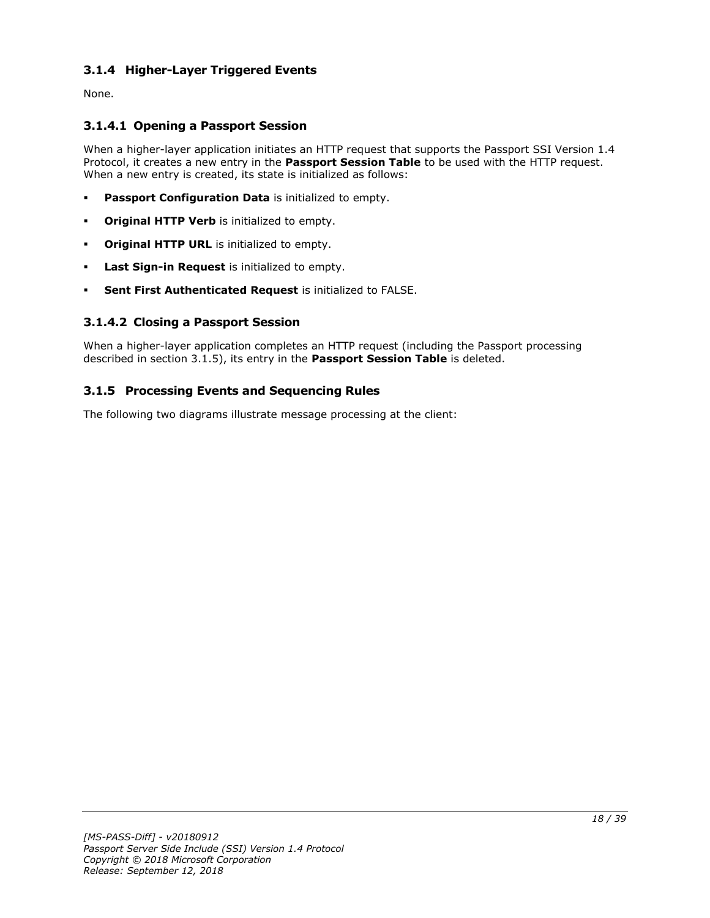### 3.1.4 Higher-Layer Triggered Events

None.

#### 3.1.4.1 Opening a Passport Session

When a higher-layer application initiates an HTTP request that supports the Passport SSI Version 1.4 Protocol, it creates a new entry in the **Passport Session Table** to be used with the HTTP request. When a new entry is created, its state is initialized as follows:

- **Passport Configuration Data** is initialized to empty.
- **Original HTTP Verb** is initialized to empty.
- **Original HTTP URL** is initialized to empty.
- **Last Sign-in Request** is initialized to empty.
- **Sent First Authenticated Request** is initialized to FALSE.

#### 3.1.4.2 Closing a Passport Session

When a higher-layer application completes an HTTP request (including the Passport processing described in section 3.1.5), its entry in the **Passport Session Table** is deleted.

### 3.1.5 Processing Events and Sequencing Rules

The following two diagrams illustrate message processing at the client: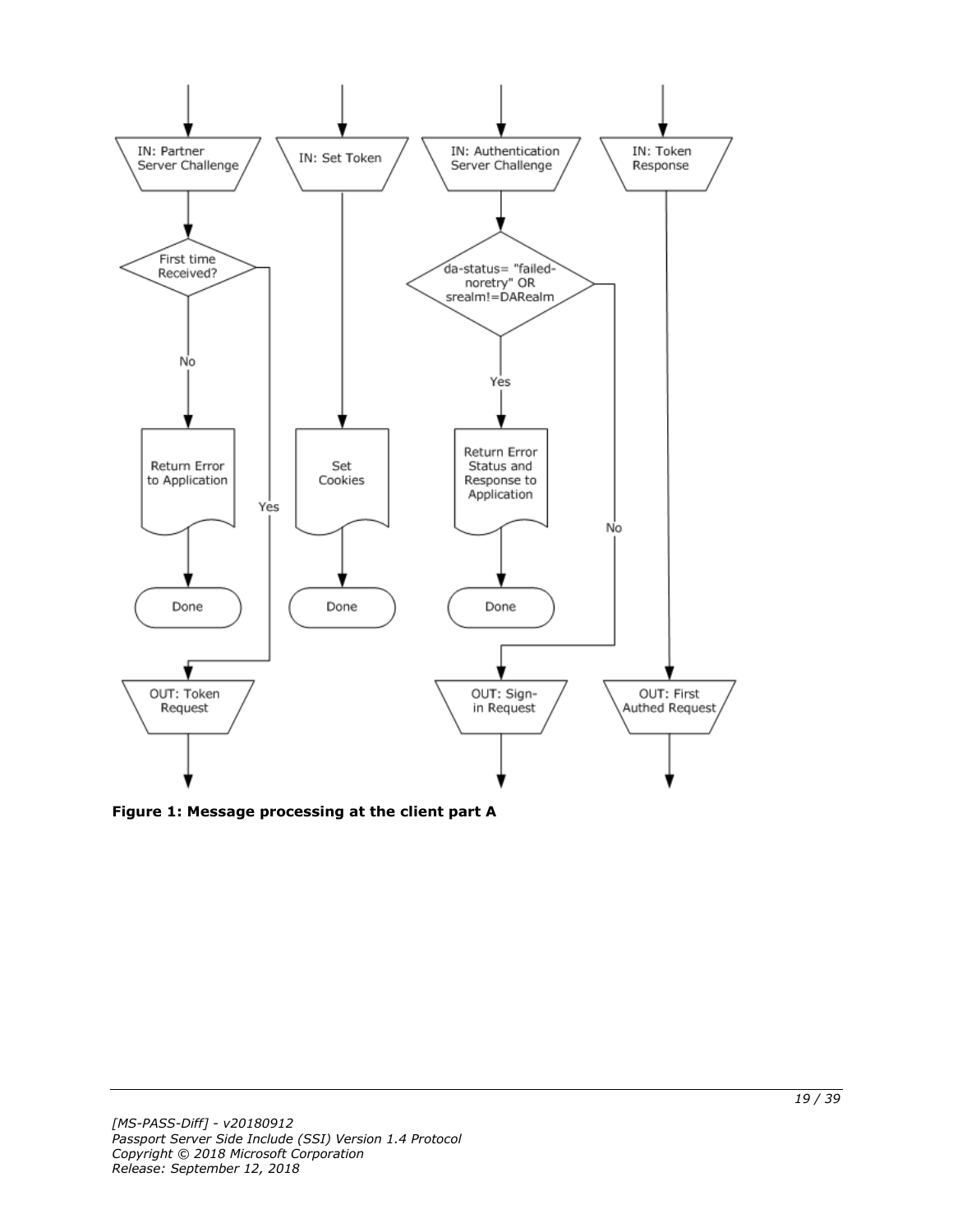IN: Partner Server Challenge

First time Received?

No

Yes

Return Error to Application

Done

OUT: Token Request

IN: Set Token

Set Cookies

Done

IN: Authentication Server Challenge

da-status= "failed-noretry" OR srealm!=DARealm

Yes

No

Return Error Status and Response to Application

Done

OUT: Sign-in Request

IN: Token Response

OUT: First Authed Request

**Figure 1: Message processing at the client part A**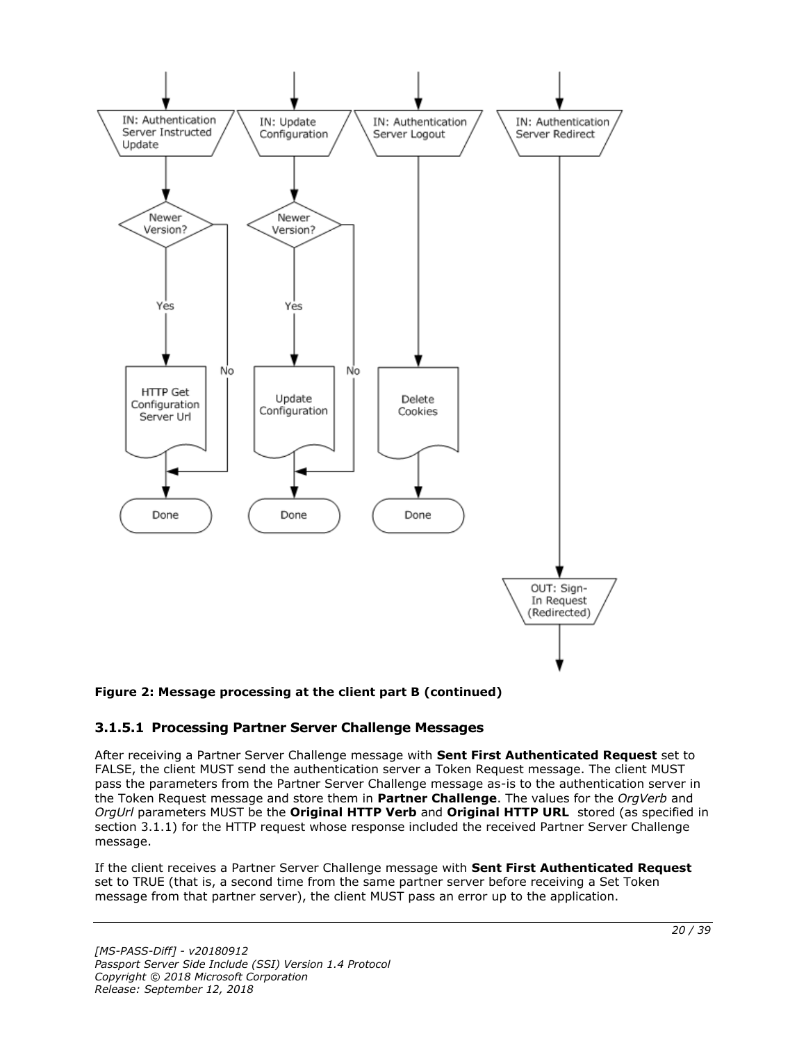**Figure 2: Message processing at the client part B (continued)**

### 3.1.5.1 Processing Partner Server Challenge Messages

After receiving a Partner Server Challenge message with **Sent First Authenticated Request** set to FALSE, the client MUST send the authentication server a Token Request message. The client MUST pass the parameters from the Partner Server Challenge message as-is to the authentication server in the Token Request message and store them in **Partner Challenge**. The values for the *OrgVerb* and *OrgUrl* parameters MUST be the **Original HTTP Verb** and **Original HTTP URL** stored (as specified in section 3.1.1) for the HTTP request whose response included the received Partner Server Challenge message.

If the client receives a Partner Server Challenge message with **Sent First Authenticated Request** set to TRUE (that is, a second time from the same partner server before receiving a Set Token message from that partner server), the client MUST pass an error up to the application.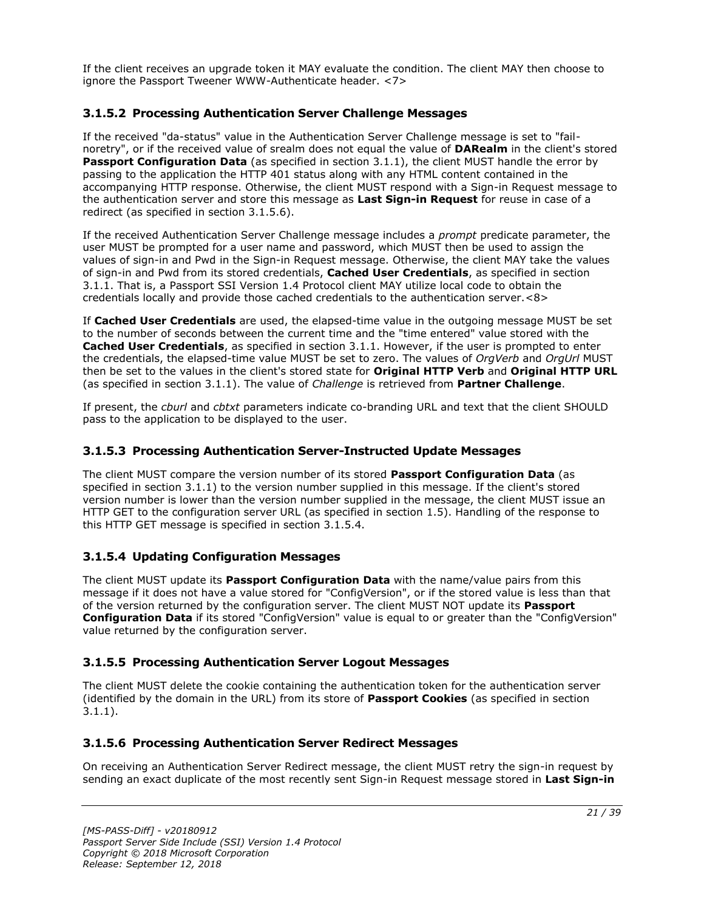If the client receives an upgrade token it MAY evaluate the condition. The client MAY then choose to ignore the Passport Tweener WWW-Authenticate header. <7>

### 3.1.5.2 Processing Authentication Server Challenge Messages

If the received "da-status" value in the Authentication Server Challenge message is set to "fail-noretry", or if the received value of srealm does not equal the value of **DARealm** in the client's stored **Passport Configuration Data** (as specified in section 3.1.1), the client MUST handle the error by passing to the application the HTTP 401 status along with any HTML content contained in the accompanying HTTP response. Otherwise, the client MUST respond with a Sign-in Request message to the authentication server and store this message as **Last Sign-in Request** for reuse in case of a redirect (as specified in section 3.1.5.6).

If the received Authentication Server Challenge message includes a *prompt* predicate parameter, the user MUST be prompted for a user name and password, which MUST then be used to assign the values of sign-in and Pwd in the Sign-in Request message. Otherwise, the client MAY take the values of sign-in and Pwd from its stored credentials, **Cached User Credentials**, as specified in section 3.1.1. That is, a Passport SSI Version 1.4 Protocol client MAY utilize local code to obtain the credentials locally and provide those cached credentials to the authentication server.<8>

If **Cached User Credentials** are used, the elapsed-time value in the outgoing message MUST be set to the number of seconds between the current time and the "time entered" value stored with the **Cached User Credentials**, as specified in section 3.1.1. However, if the user is prompted to enter the credentials, the elapsed-time value MUST be set to zero. The values of *OrgVerb* and *OrgUrl* MUST then be set to the values in the client's stored state for **Original HTTP Verb** and **Original HTTP URL** (as specified in section 3.1.1). The value of *Challenge* is retrieved from **Partner Challenge**.

If present, the *cburl* and *cbtxt* parameters indicate co-branding URL and text that the client SHOULD pass to the application to be displayed to the user.

### 3.1.5.3 Processing Authentication Server-Instructed Update Messages

The client MUST compare the version number of its stored **Passport Configuration Data** (as specified in section 3.1.1) to the version number supplied in this message. If the client's stored version number is lower than the version number supplied in the message, the client MUST issue an HTTP GET to the configuration server URL (as specified in section 1.5). Handling of the response to this HTTP GET message is specified in section 3.1.5.4.

### 3.1.5.4 Updating Configuration Messages

The client MUST update its **Passport Configuration Data** with the name/value pairs from this message if it does not have a value stored for "ConfigVersion", or if the stored value is less than that of the version returned by the configuration server. The client MUST NOT update its **Passport Configuration Data** if its stored "ConfigVersion" value is equal to or greater than the "ConfigVersion" value returned by the configuration server.

### 3.1.5.5 Processing Authentication Server Logout Messages

The client MUST delete the cookie containing the authentication token for the authentication server (identified by the domain in the URL) from its store of **Passport Cookies** (as specified in section 3.1.1).

### 3.1.5.6 Processing Authentication Server Redirect Messages

On receiving an Authentication Server Redirect message, the client MUST retry the sign-in request by sending an exact duplicate of the most recently sent Sign-in Request message stored in **Last Sign-in**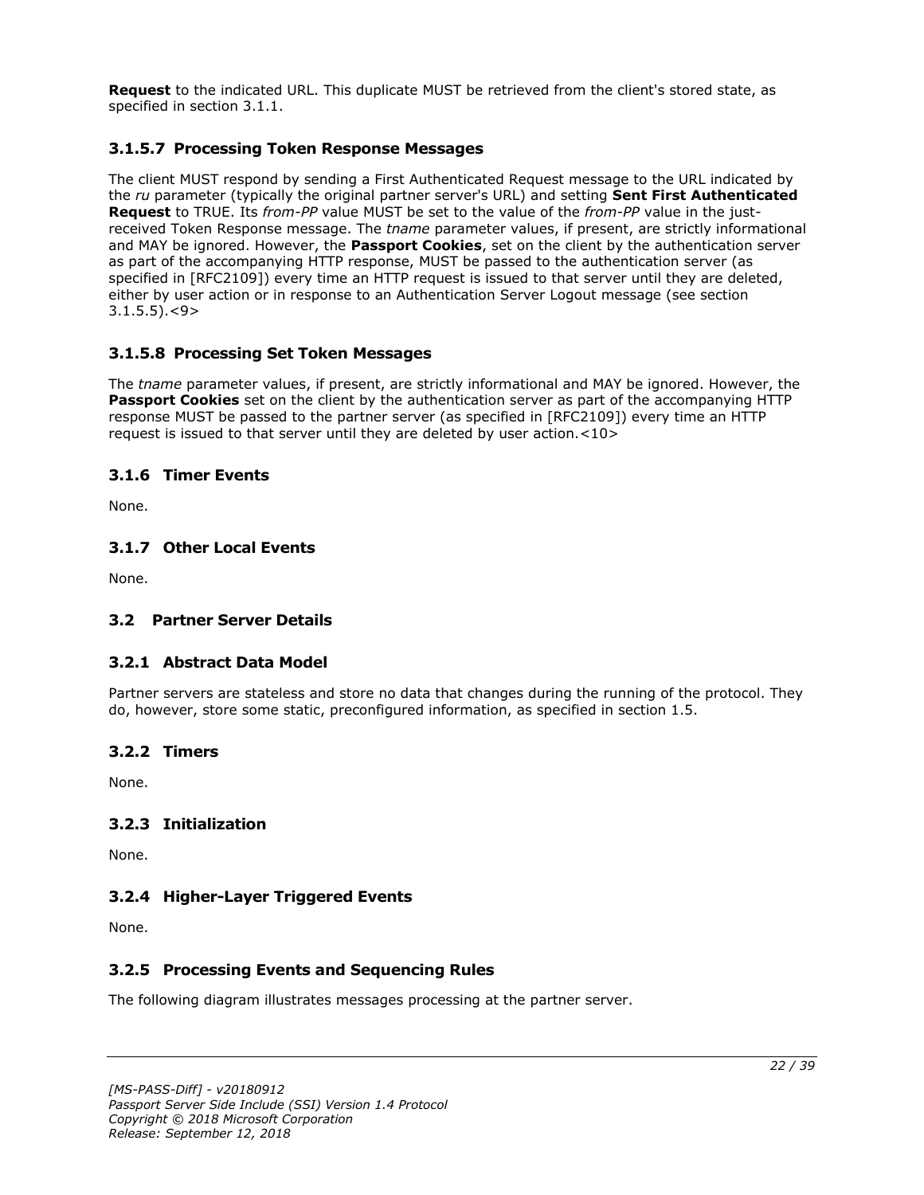**Request** to the indicated URL. This duplicate MUST be retrieved from the client's stored state, as specified in section 3.1.1.

### 3.1.5.7 Processing Token Response Messages

The client MUST respond by sending a First Authenticated Request message to the URL indicated by the *ru* parameter (typically the original partner server's URL) and setting **Sent First Authenticated Request** to TRUE. Its *from-PP* value MUST be set to the value of the *from-PP* value in the just-received Token Response message. The *tname* parameter values, if present, are strictly informational and MAY be ignored. However, the **Passport Cookies**, set on the client by the authentication server as part of the accompanying HTTP response, MUST be passed to the authentication server (as specified in [RFC2109]) every time an HTTP request is issued to that server until they are deleted, either by user action or in response to an Authentication Server Logout message (see section 3.1.5.5).<9>

### 3.1.5.8 Processing Set Token Messages

The *tname* parameter values, if present, are strictly informational and MAY be ignored. However, the **Passport Cookies** set on the client by the authentication server as part of the accompanying HTTP response MUST be passed to the partner server (as specified in [RFC2109]) every time an HTTP request is issued to that server until they are deleted by user action.<10>

### 3.1.6 Timer Events

None.

### 3.1.7 Other Local Events

None.

## 3.2 Partner Server Details

### 3.2.1 Abstract Data Model

Partner servers are stateless and store no data that changes during the running of the protocol. They do, however, store some static, preconfigured information, as specified in section 1.5.

### 3.2.2 Timers

None.

### 3.2.3 Initialization

None.

### 3.2.4 Higher-Layer Triggered Events

None.

### 3.2.5 Processing Events and Sequencing Rules

The following diagram illustrates messages processing at the partner server.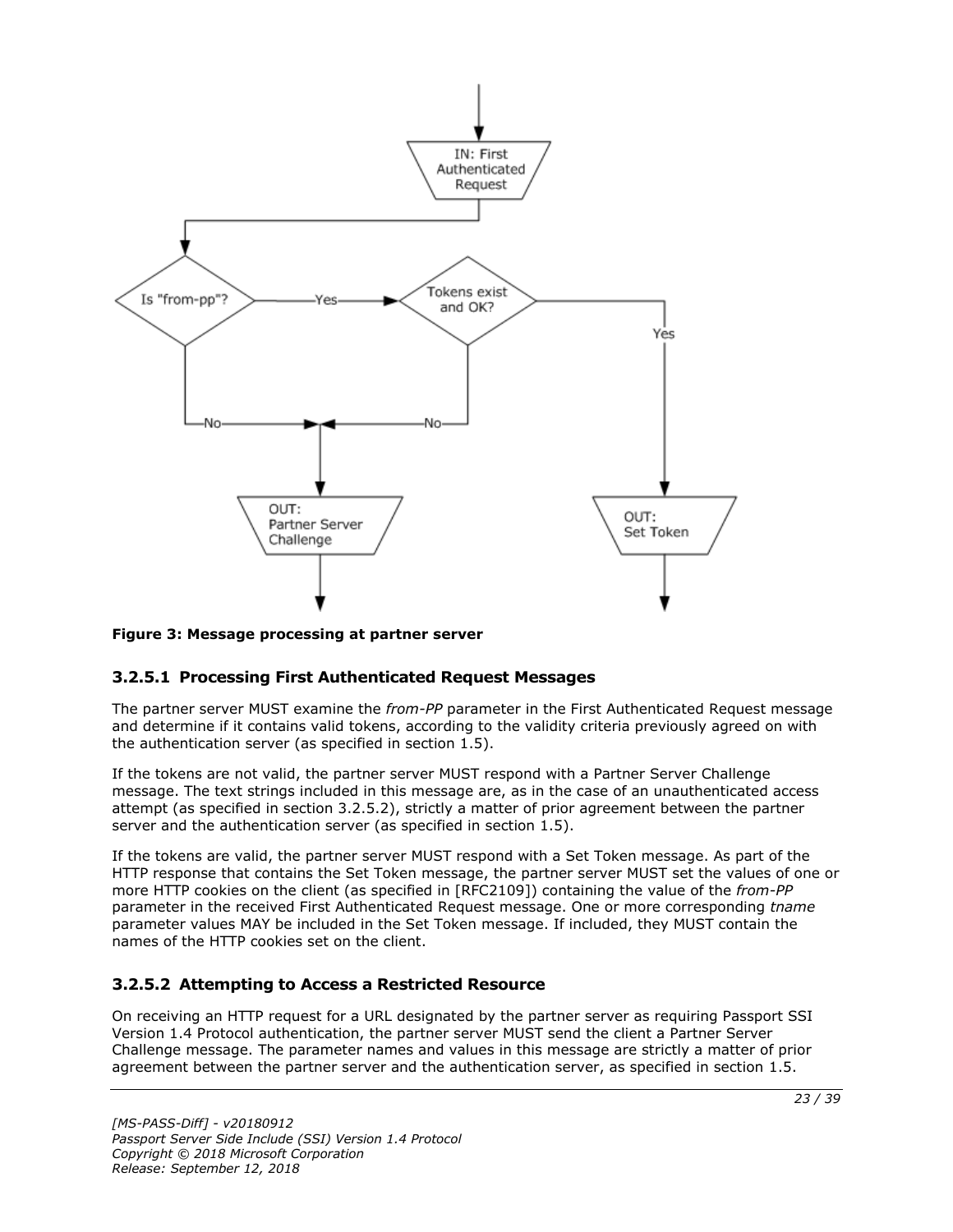**Figure 3: Message processing at partner server**

### 3.2.5.1 Processing First Authenticated Request Messages

The partner server MUST examine the *from-PP* parameter in the First Authenticated Request message and determine if it contains valid tokens, according to the validity criteria previously agreed on with the authentication server (as specified in section 1.5).

If the tokens are not valid, the partner server MUST respond with a Partner Server Challenge message. The text strings included in this message are, as in the case of an unauthenticated access attempt (as specified in section 3.2.5.2), strictly a matter of prior agreement between the partner server and the authentication server (as specified in section 1.5).

If the tokens are valid, the partner server MUST respond with a Set Token message. As part of the HTTP response that contains the Set Token message, the partner server MUST set the values of one or more HTTP cookies on the client (as specified in [RFC2109]) containing the value of the *from-PP* parameter in the received First Authenticated Request message. One or more corresponding *tname* parameter values MAY be included in the Set Token message. If included, they MUST contain the names of the HTTP cookies set on the client.

### 3.2.5.2 Attempting to Access a Restricted Resource

On receiving an HTTP request for a URL designated by the partner server as requiring Passport SSI Version 1.4 Protocol authentication, the partner server MUST send the client a Partner Server Challenge message. The parameter names and values in this message are strictly a matter of prior agreement between the partner server and the authentication server, as specified in section 1.5.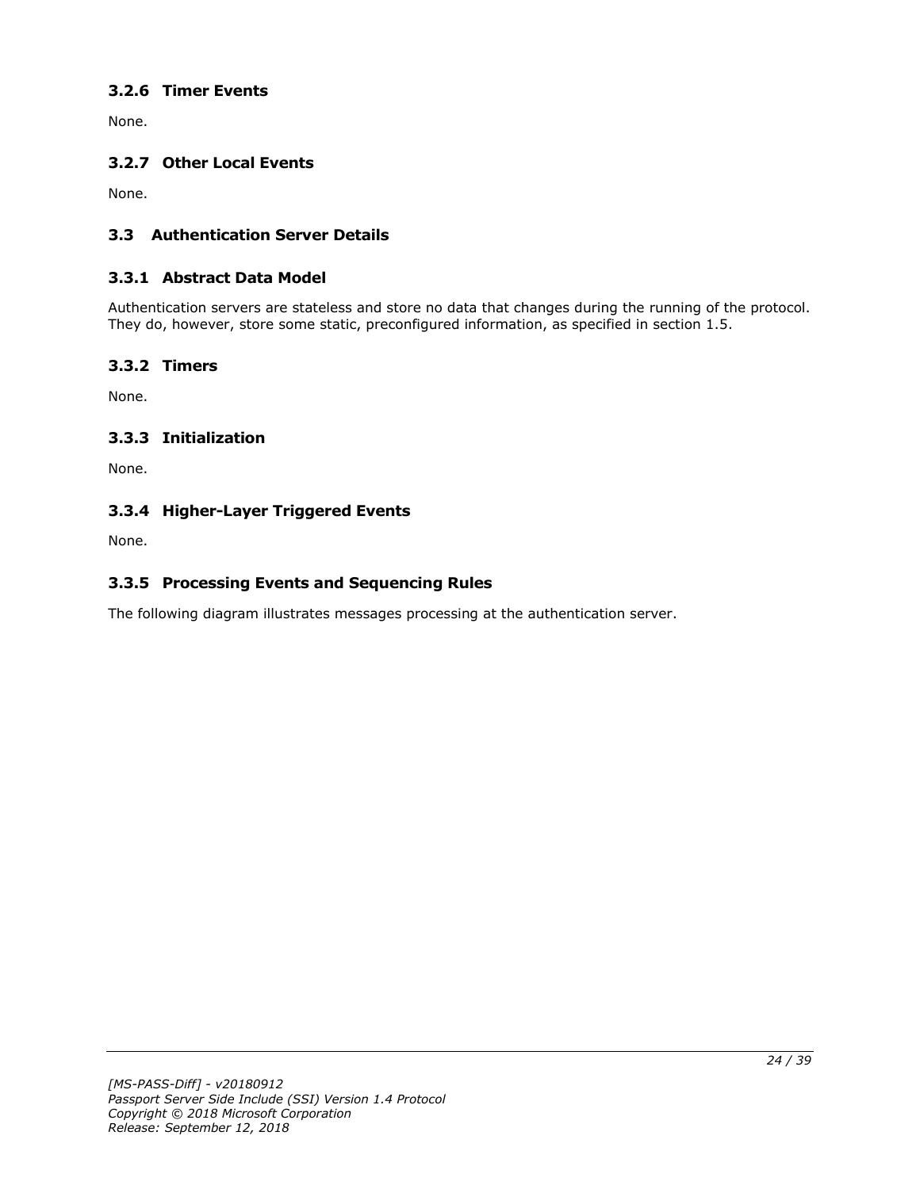### 3.2.6 Timer Events

None.

### 3.2.7 Other Local Events

None.

## 3.3 Authentication Server Details

### 3.3.1 Abstract Data Model

Authentication servers are stateless and store no data that changes during the running of the protocol. They do, however, store some static, preconfigured information, as specified in section 1.5.

### 3.3.2 Timers

None.

### 3.3.3 Initialization

None.

### 3.3.4 Higher-Layer Triggered Events

None.

### 3.3.5 Processing Events and Sequencing Rules

The following diagram illustrates messages processing at the authentication server.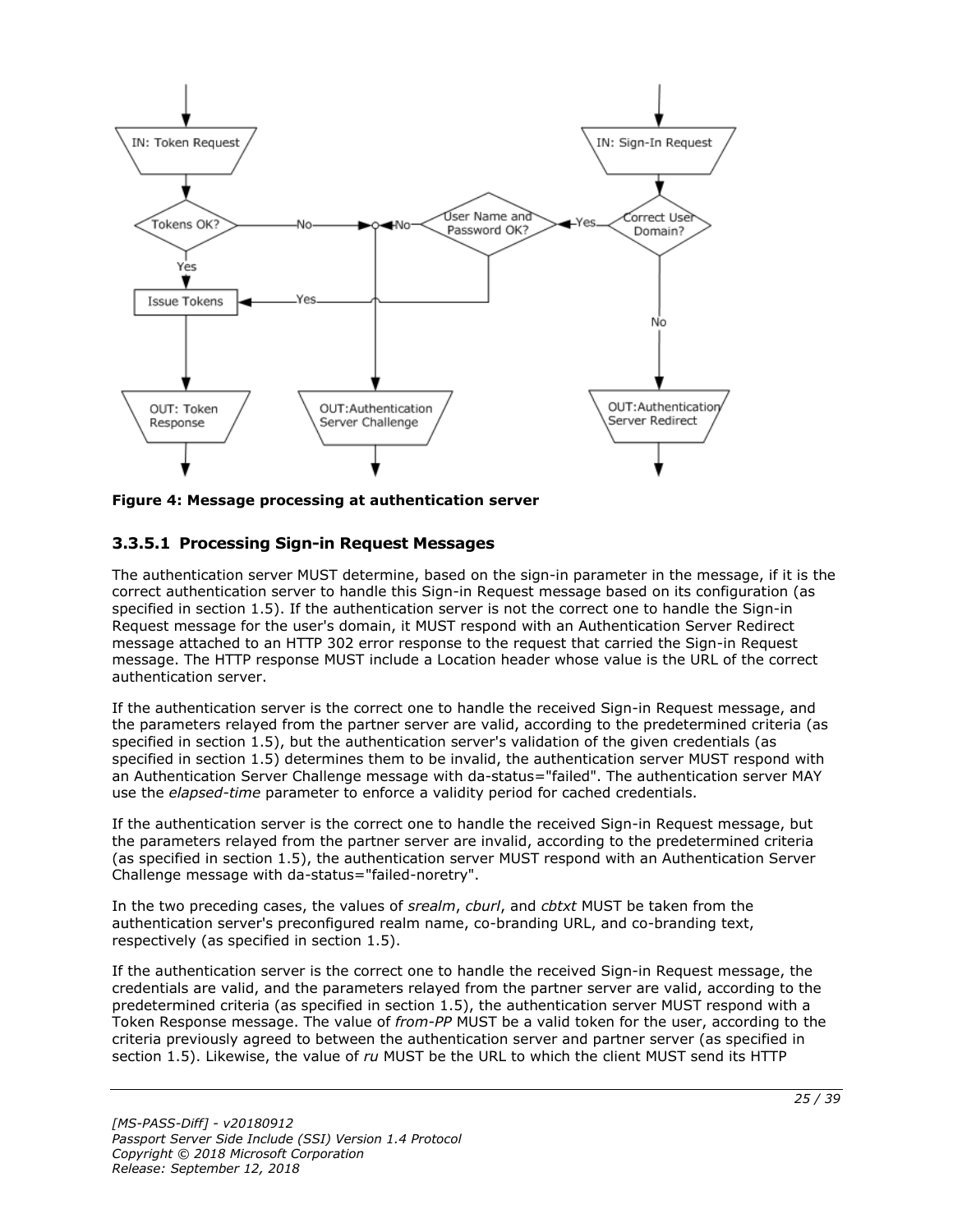**Figure 4: Message processing at authentication server**

### 3.3.5.1 Processing Sign-in Request Messages

The authentication server MUST determine, based on the sign-in parameter in the message, if it is the correct authentication server to handle this Sign-in Request message based on its configuration (as specified in section 1.5). If the authentication server is not the correct one to handle the Sign-in Request message for the user's domain, it MUST respond with an Authentication Server Redirect message attached to an HTTP 302 error response to the request that carried the Sign-in Request message. The HTTP response MUST include a Location header whose value is the URL of the correct authentication server.

If the authentication server is the correct one to handle the received Sign-in Request message, and the parameters relayed from the partner server are valid, according to the predetermined criteria (as specified in section 1.5), but the authentication server's validation of the given credentials (as specified in section 1.5) determines them to be invalid, the authentication server MUST respond with an Authentication Server Challenge message with da-status="failed". The authentication server MAY use the *elapsed-time* parameter to enforce a validity period for cached credentials.

If the authentication server is the correct one to handle the received Sign-in Request message, but the parameters relayed from the partner server are invalid, according to the predetermined criteria (as specified in section 1.5), the authentication server MUST respond with an Authentication Server Challenge message with da-status="failed-noretry".

In the two preceding cases, the values of *srealm*, *cburl*, and *cbtxt* MUST be taken from the authentication server's preconfigured realm name, co-branding URL, and co-branding text, respectively (as specified in section 1.5).

If the authentication server is the correct one to handle the received Sign-in Request message, the credentials are valid, and the parameters relayed from the partner server are valid, according to the predetermined criteria (as specified in section 1.5), the authentication server MUST respond with a Token Response message. The value of *from-PP* MUST be a valid token for the user, according to the criteria previously agreed to between the authentication server and partner server (as specified in section 1.5). Likewise, the value of *ru* MUST be the URL to which the client MUST send its HTTP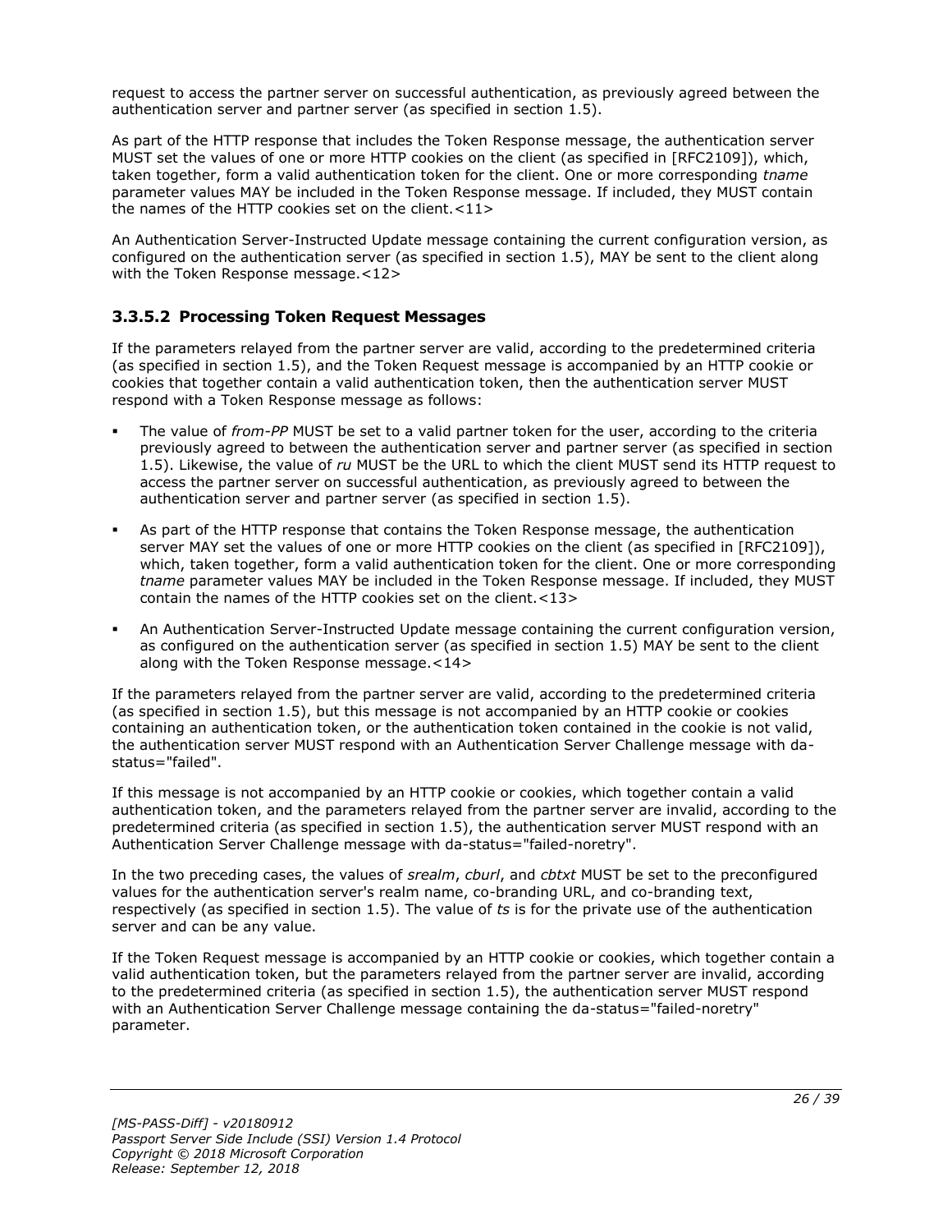request to access the partner server on successful authentication, as previously agreed between the authentication server and partner server (as specified in section 1.5).

As part of the HTTP response that includes the Token Response message, the authentication server MUST set the values of one or more HTTP cookies on the client (as specified in [RFC2109]), which, taken together, form a valid authentication token for the client. One or more corresponding *tname* parameter values MAY be included in the Token Response message. If included, they MUST contain the names of the HTTP cookies set on the client.<11>

An Authentication Server-Instructed Update message containing the current configuration version, as configured on the authentication server (as specified in section 1.5), MAY be sent to the client along with the Token Response message.<12>

### 3.3.5.2 Processing Token Request Messages

If the parameters relayed from the partner server are valid, according to the predetermined criteria (as specified in section 1.5), and the Token Request message is accompanied by an HTTP cookie or cookies that together contain a valid authentication token, then the authentication server MUST respond with a Token Response message as follows:

- The value of *from-PP* MUST be set to a valid partner token for the user, according to the criteria previously agreed to between the authentication server and partner server (as specified in section 1.5). Likewise, the value of *ru* MUST be the URL to which the client MUST send its HTTP request to access the partner server on successful authentication, as previously agreed to between the authentication server and partner server (as specified in section 1.5).
- As part of the HTTP response that contains the Token Response message, the authentication server MAY set the values of one or more HTTP cookies on the client (as specified in [RFC2109]), which, taken together, form a valid authentication token for the client. One or more corresponding *tname* parameter values MAY be included in the Token Response message. If included, they MUST contain the names of the HTTP cookies set on the client.<13>
- An Authentication Server-Instructed Update message containing the current configuration version, as configured on the authentication server (as specified in section 1.5) MAY be sent to the client along with the Token Response message.<14>

If the parameters relayed from the partner server are valid, according to the predetermined criteria (as specified in section 1.5), but this message is not accompanied by an HTTP cookie or cookies containing an authentication token, or the authentication token contained in the cookie is not valid, the authentication server MUST respond with an Authentication Server Challenge message with da-status="failed".

If this message is not accompanied by an HTTP cookie or cookies, which together contain a valid authentication token, and the parameters relayed from the partner server are invalid, according to the predetermined criteria (as specified in section 1.5), the authentication server MUST respond with an Authentication Server Challenge message with da-status="failed-noretry".

In the two preceding cases, the values of *srealm*, *cburl*, and *cbtxt* MUST be set to the preconfigured values for the authentication server's realm name, co-branding URL, and co-branding text, respectively (as specified in section 1.5). The value of *ts* is for the private use of the authentication server and can be any value.

If the Token Request message is accompanied by an HTTP cookie or cookies, which together contain a valid authentication token, but the parameters relayed from the partner server are invalid, according to the predetermined criteria (as specified in section 1.5), the authentication server MUST respond with an Authentication Server Challenge message containing the da-status="failed-noretry" parameter.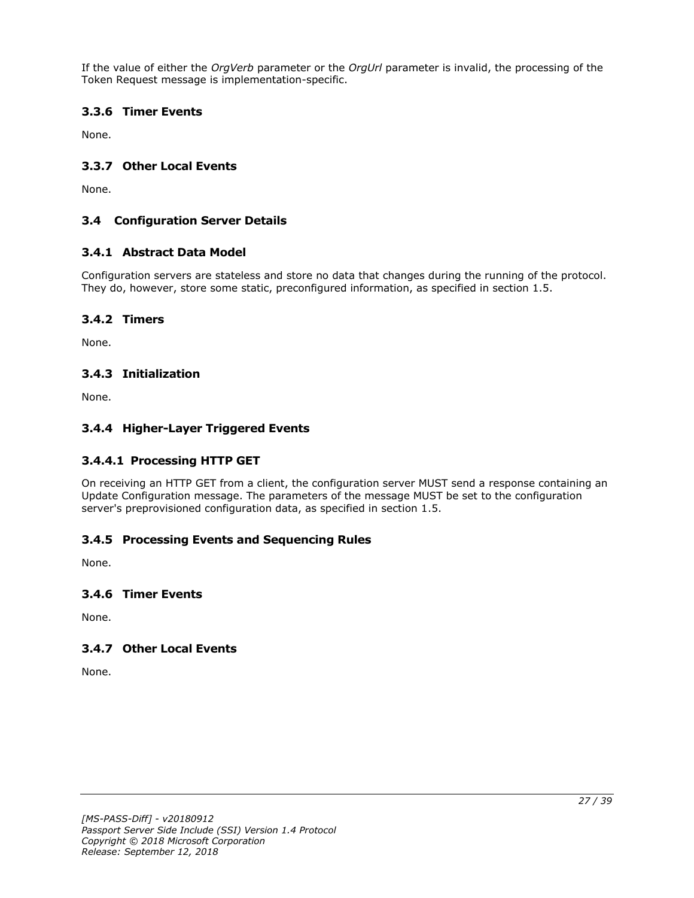If the value of either the *OrgVerb* parameter or the *OrgUrl* parameter is invalid, the processing of the Token Request message is implementation-specific.

### 3.3.6 Timer Events

None.

### 3.3.7 Other Local Events

None.

## 3.4 Configuration Server Details

### 3.4.1 Abstract Data Model

Configuration servers are stateless and store no data that changes during the running of the protocol. They do, however, store some static, preconfigured information, as specified in section 1.5.

### 3.4.2 Timers

None.

### 3.4.3 Initialization

None.

### 3.4.4 Higher-Layer Triggered Events

#### 3.4.4.1 Processing HTTP GET

On receiving an HTTP GET from a client, the configuration server MUST send a response containing an Update Configuration message. The parameters of the message MUST be set to the configuration server's preprovisioned configuration data, as specified in section 1.5.

### 3.4.5 Processing Events and Sequencing Rules

None.

### 3.4.6 Timer Events

None.

### 3.4.7 Other Local Events

None.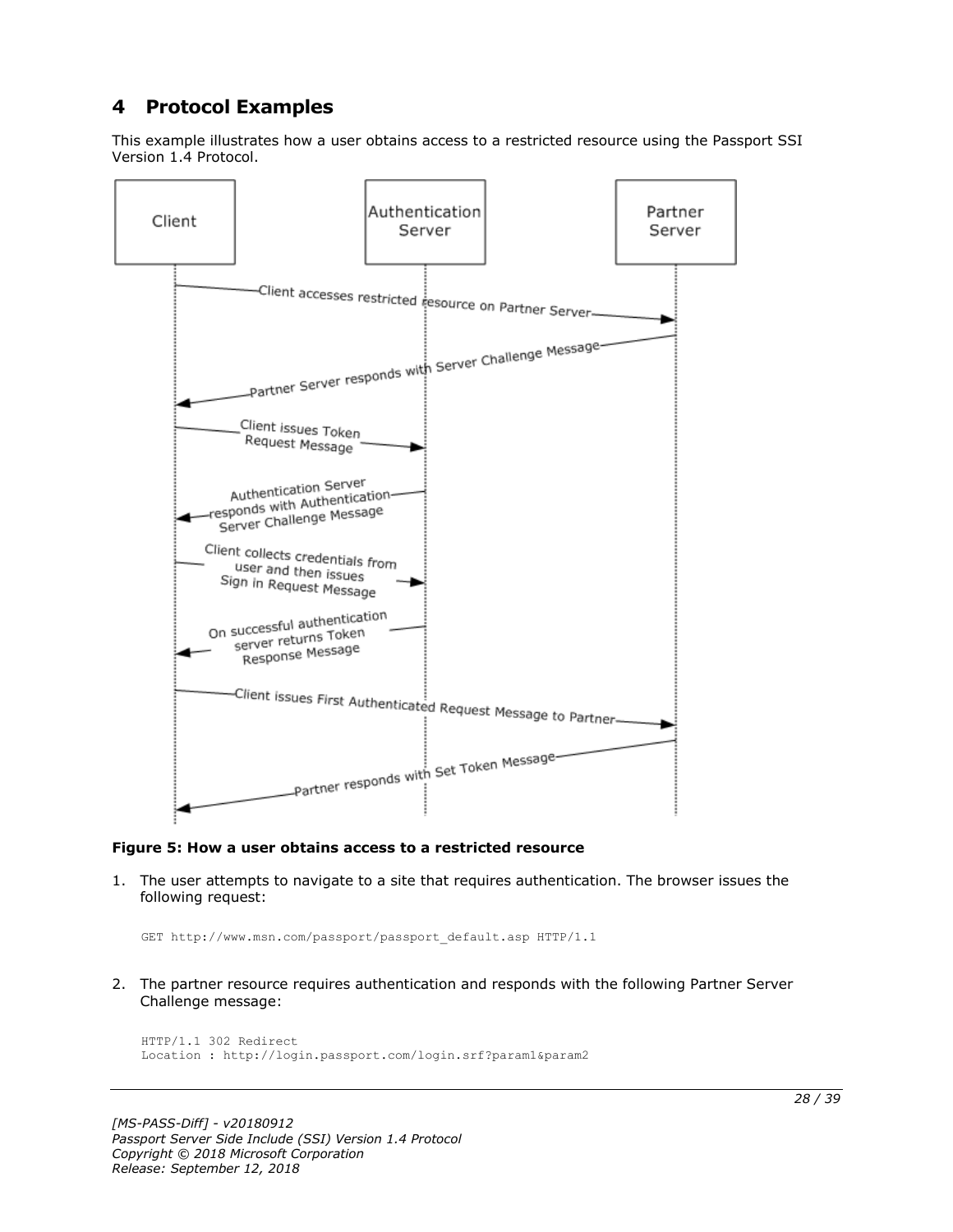# 4 Protocol Examples

This example illustrates how a user obtains access to a restricted resource using the Passport SSI Version 1.4 Protocol.

**Figure 5: How a user obtains access to a restricted resource**

1. The user attempts to navigate to a site that requires authentication. The browser issues the following request:

```
GET http://www.msn.com/passport/passport_default.asp HTTP/1.1
```

2. The partner resource requires authentication and responds with the following Partner Server Challenge message:

```
HTTP/1.1 302 Redirect
Location : http://login.passport.com/login.srf?param1&param2
```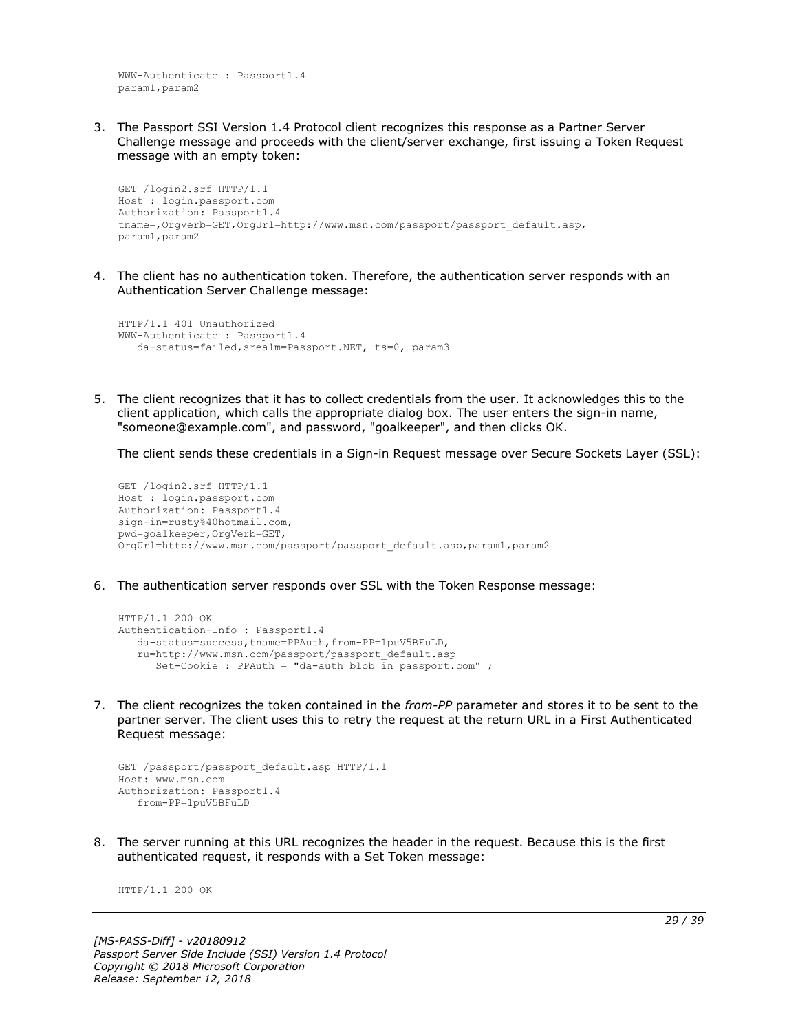```
WWW-Authenticate : Passport1.4
param1,param2
```

3. The Passport SSI Version 1.4 Protocol client recognizes this response as a Partner Server Challenge message and proceeds with the client/server exchange, first issuing a Token Request message with an empty token:

```
GET /login2.srf HTTP/1.1
Host : login.passport.com
Authorization: Passport1.4
tname=,OrgVerb=GET,OrgUrl=http://www.msn.com/passport/passport_default.asp,
param1,param2
```

4. The client has no authentication token. Therefore, the authentication server responds with an Authentication Server Challenge message:

```
HTTP/1.1 401 Unauthorized
WWW-Authenticate : Passport1.4
   da-status=failed,srealm=Passport.NET, ts=0, param3
```

5. The client recognizes that it has to collect credentials from the user. It acknowledges this to the client application, which calls the appropriate dialog box. The user enters the sign-in name, "someone@example.com", and password, "goalkeeper", and then clicks OK.

   The client sends these credentials in a Sign-in Request message over Secure Sockets Layer (SSL):

```
GET /login2.srf HTTP/1.1
Host : login.passport.com
Authorization: Passport1.4
sign-in=rusty%40hotmail.com,
pwd=goalkeeper,OrgVerb=GET,
OrgUrl=http://www.msn.com/passport/passport_default.asp,param1,param2
```

6. The authentication server responds over SSL with the Token Response message:

```
HTTP/1.1 200 OK
Authentication-Info : Passport1.4
   da-status=success,tname=PPAuth,from-PP=1puV5BFuLD,
   ru=http://www.msn.com/passport/passport_default.asp
      Set-Cookie : PPAuth = "da-auth blob in passport.com" ;
```

7. The client recognizes the token contained in the *from-PP* parameter and stores it to be sent to the partner server. The client uses this to retry the request at the return URL in a First Authenticated Request message:

```
GET /passport/passport_default.asp HTTP/1.1
Host: www.msn.com
Authorization: Passport1.4
   from-PP=1puV5BFuLD
```

8. The server running at this URL recognizes the header in the request. Because this is the first authenticated request, it responds with a Set Token message:

```
HTTP/1.1 200 OK
```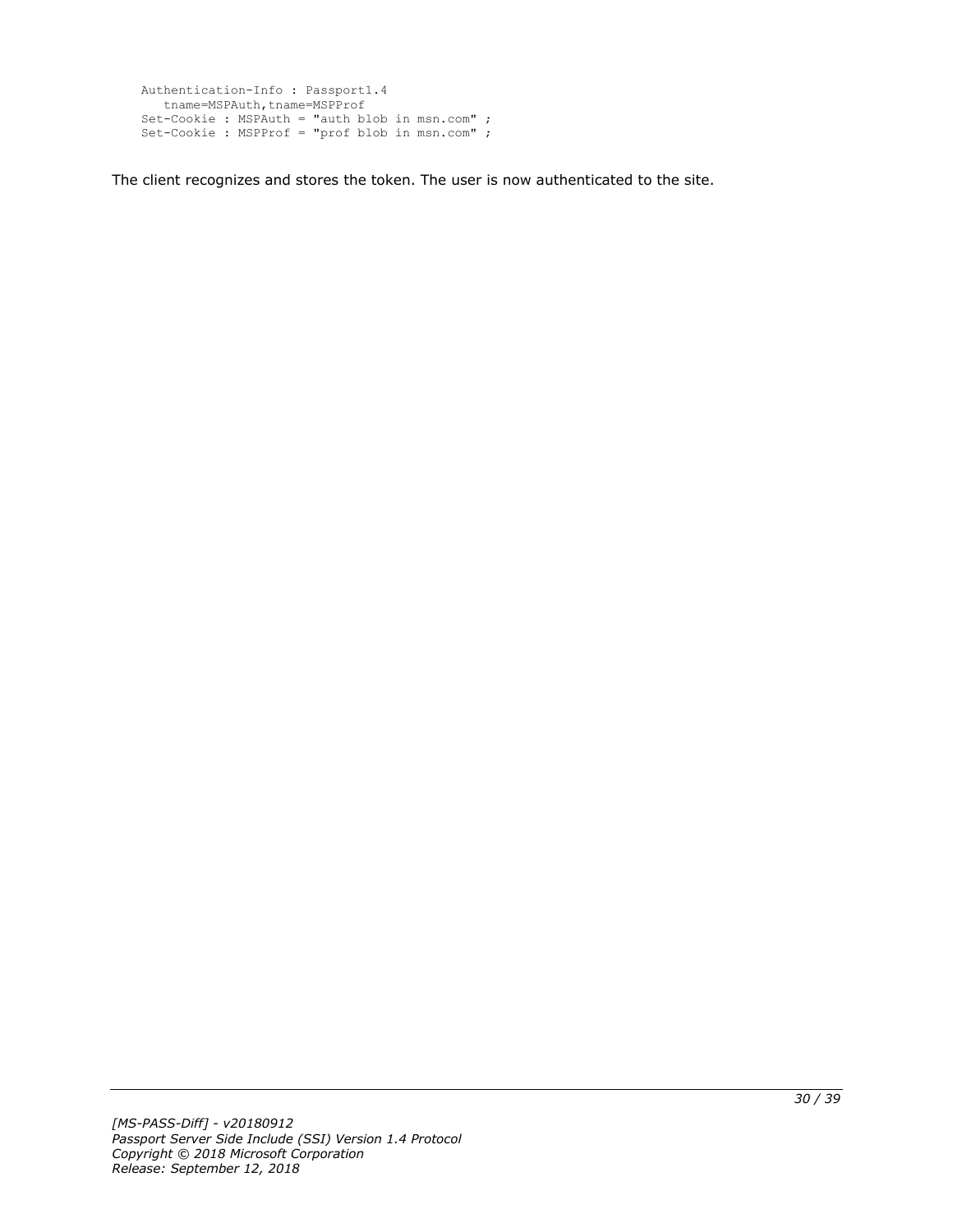```
Authentication-Info : Passport1.4
   tname=MSPAuth,tname=MSPProf
Set-Cookie : MSPAuth = "auth blob in msn.com" ;
Set-Cookie : MSPProf = "prof blob in msn.com" ;
```

The client recognizes and stores the token. The user is now authenticated to the site.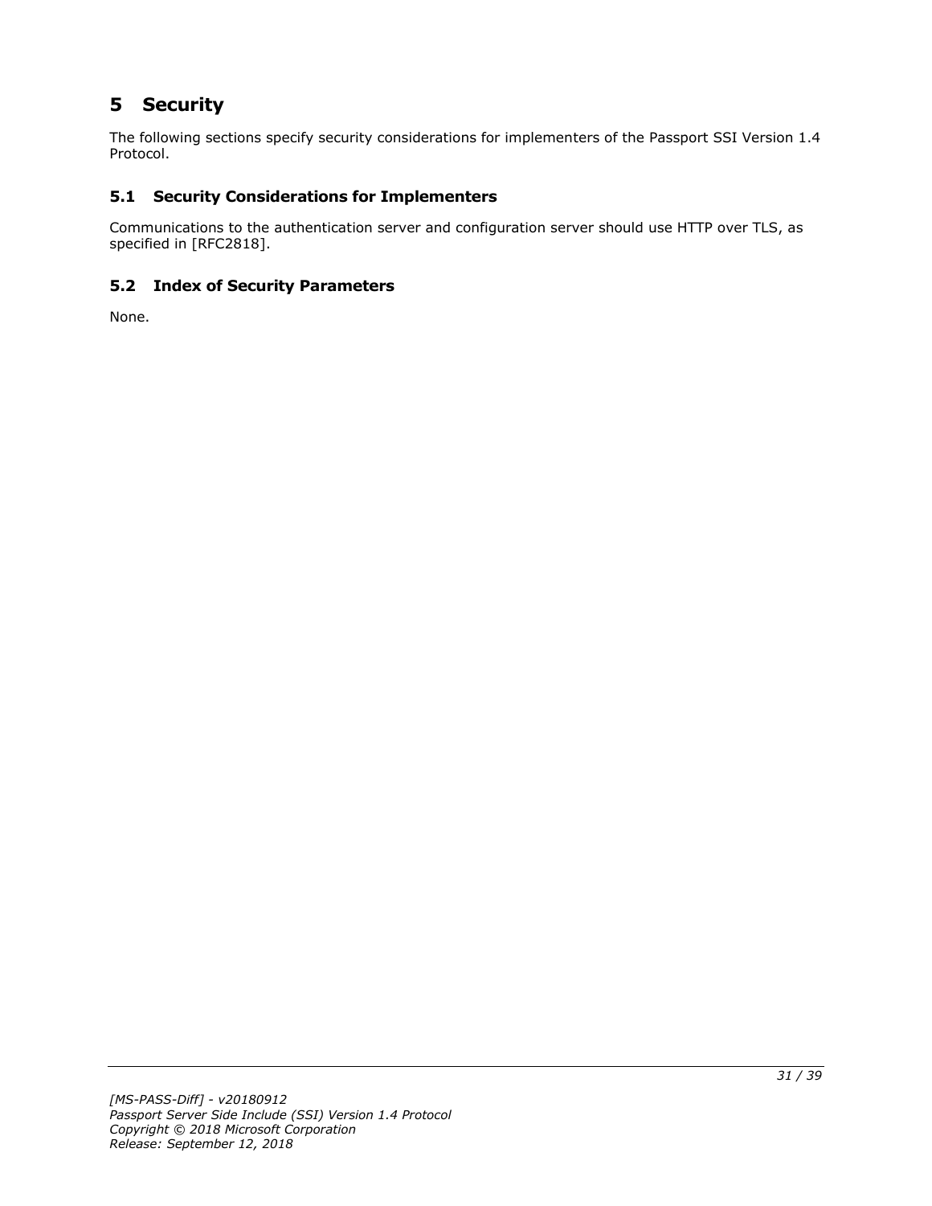# 5 Security

The following sections specify security considerations for implementers of the Passport SSI Version 1.4 Protocol.

## 5.1 Security Considerations for Implementers

Communications to the authentication server and configuration server should use HTTP over TLS, as specified in [RFC2818].

## 5.2 Index of Security Parameters

None.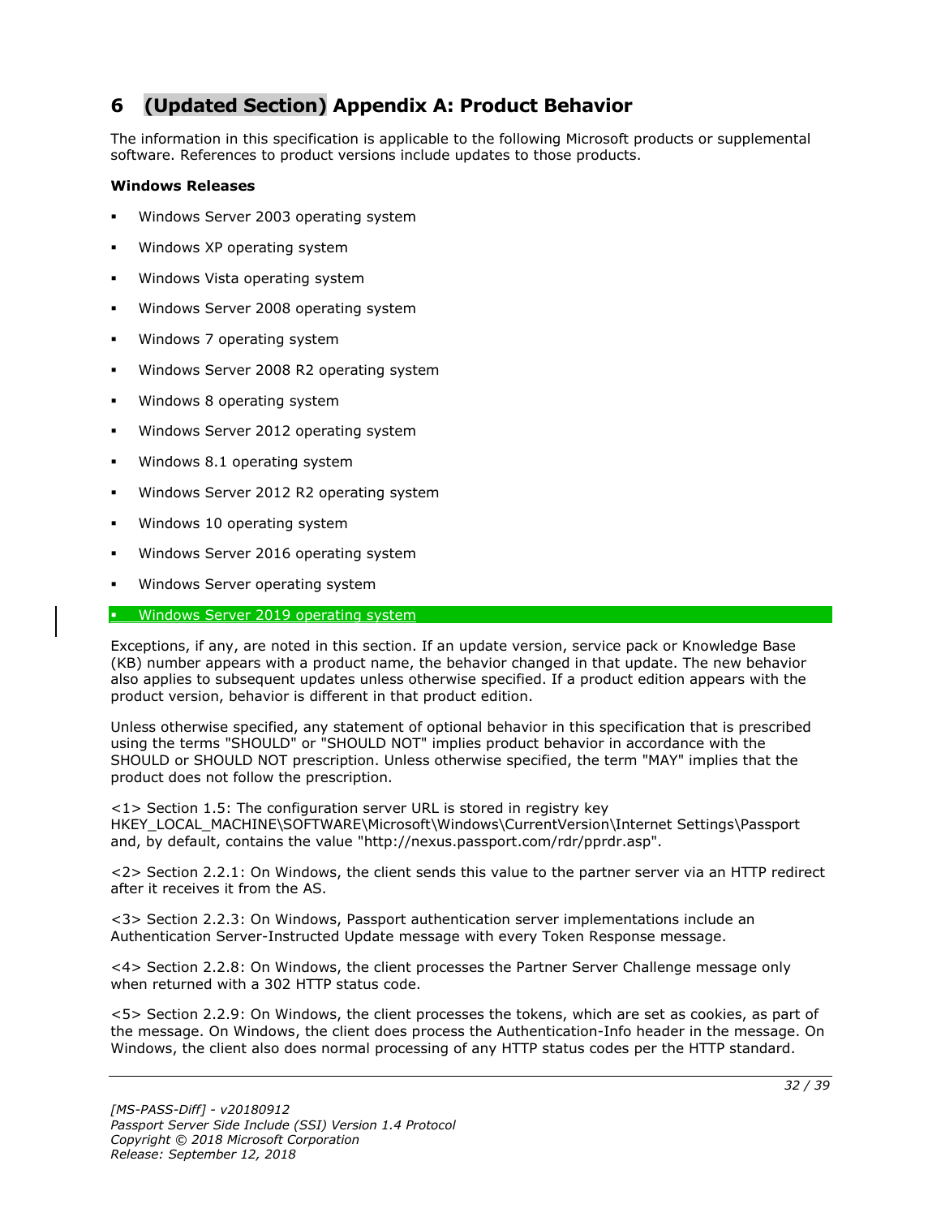# 6 (Updated Section) Appendix A: Product Behavior

The information in this specification is applicable to the following Microsoft products or supplemental software. References to product versions include updates to those products.

**Windows Releases**

- Windows Server 2003 operating system
- Windows XP operating system
- Windows Vista operating system
- Windows Server 2008 operating system
- Windows 7 operating system
- Windows Server 2008 R2 operating system
- Windows 8 operating system
- Windows Server 2012 operating system
- Windows 8.1 operating system
- Windows Server 2012 R2 operating system
- Windows 10 operating system
- Windows Server 2016 operating system
- Windows Server operating system
- Windows Server 2019 operating system

Exceptions, if any, are noted in this section. If an update version, service pack or Knowledge Base (KB) number appears with a product name, the behavior changed in that update. The new behavior also applies to subsequent updates unless otherwise specified. If a product edition appears with the product version, behavior is different in that product edition.

Unless otherwise specified, any statement of optional behavior in this specification that is prescribed using the terms "SHOULD" or "SHOULD NOT" implies product behavior in accordance with the SHOULD or SHOULD NOT prescription. Unless otherwise specified, the term "MAY" implies that the product does not follow the prescription.

<1> Section 1.5: The configuration server URL is stored in registry key HKEY_LOCAL_MACHINE\SOFTWARE\Microsoft\Windows\CurrentVersion\Internet Settings\Passport and, by default, contains the value "http://nexus.passport.com/rdr/pprdr.asp".

<2> Section 2.2.1: On Windows, the client sends this value to the partner server via an HTTP redirect after it receives it from the AS.

<3> Section 2.2.3: On Windows, Passport authentication server implementations include an Authentication Server-Instructed Update message with every Token Response message.

<4> Section 2.2.8: On Windows, the client processes the Partner Server Challenge message only when returned with a 302 HTTP status code.

<5> Section 2.2.9: On Windows, the client processes the tokens, which are set as cookies, as part of the message. On Windows, the client does process the Authentication-Info header in the message. On Windows, the client also does normal processing of any HTTP status codes per the HTTP standard.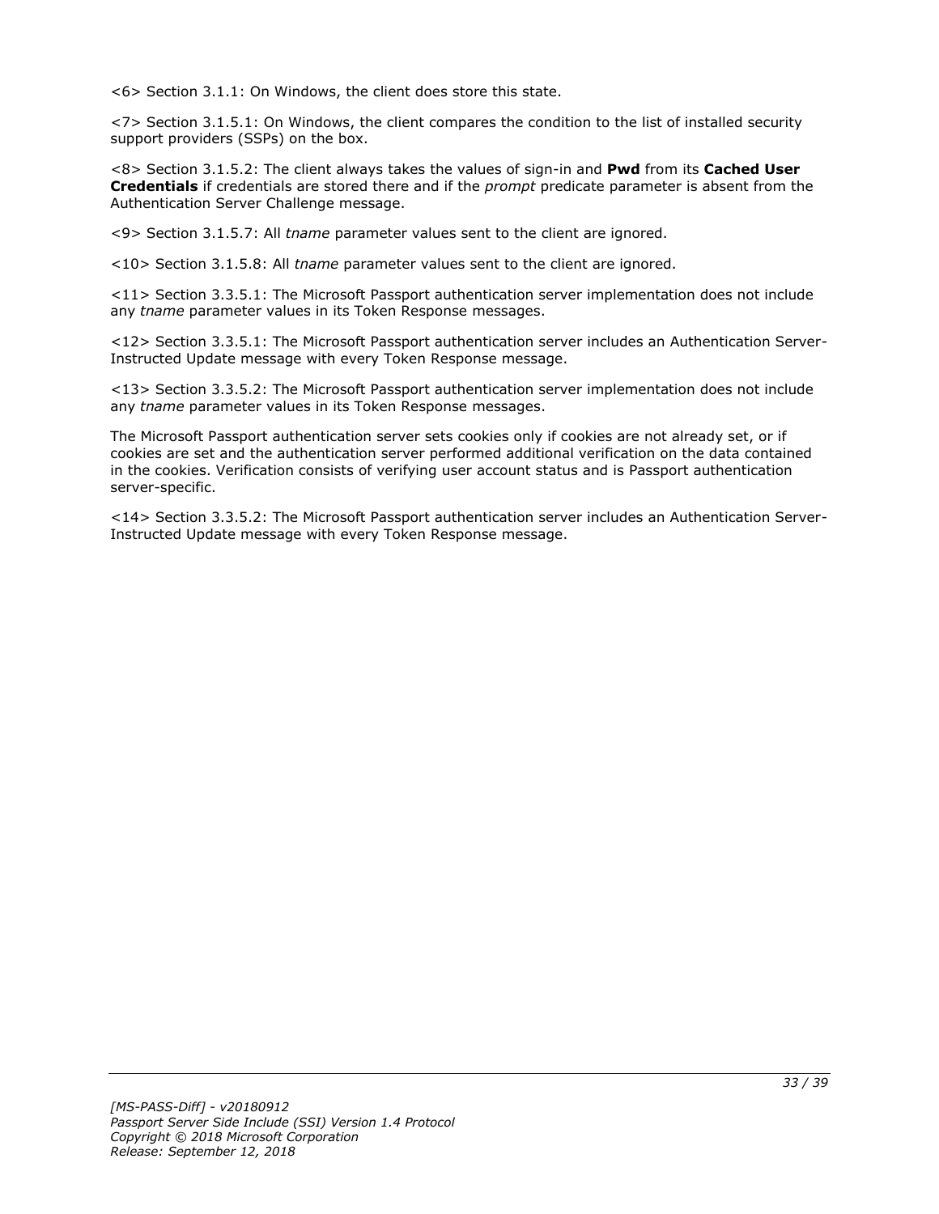<6> Section 3.1.1: On Windows, the client does store this state.

<7> Section 3.1.5.1: On Windows, the client compares the condition to the list of installed security support providers (SSPs) on the box.

<8> Section 3.1.5.2: The client always takes the values of sign-in and **Pwd** from its **Cached User Credentials** if credentials are stored there and if the *prompt* predicate parameter is absent from the Authentication Server Challenge message.

<9> Section 3.1.5.7: All *tname* parameter values sent to the client are ignored.

<10> Section 3.1.5.8: All *tname* parameter values sent to the client are ignored.

<11> Section 3.3.5.1: The Microsoft Passport authentication server implementation does not include any *tname* parameter values in its Token Response messages.

<12> Section 3.3.5.1: The Microsoft Passport authentication server includes an Authentication Server-Instructed Update message with every Token Response message.

<13> Section 3.3.5.2: The Microsoft Passport authentication server implementation does not include any *tname* parameter values in its Token Response messages.

The Microsoft Passport authentication server sets cookies only if cookies are not already set, or if cookies are set and the authentication server performed additional verification on the data contained in the cookies. Verification consists of verifying user account status and is Passport authentication server-specific.

<14> Section 3.3.5.2: The Microsoft Passport authentication server includes an Authentication Server-Instructed Update message with every Token Response message.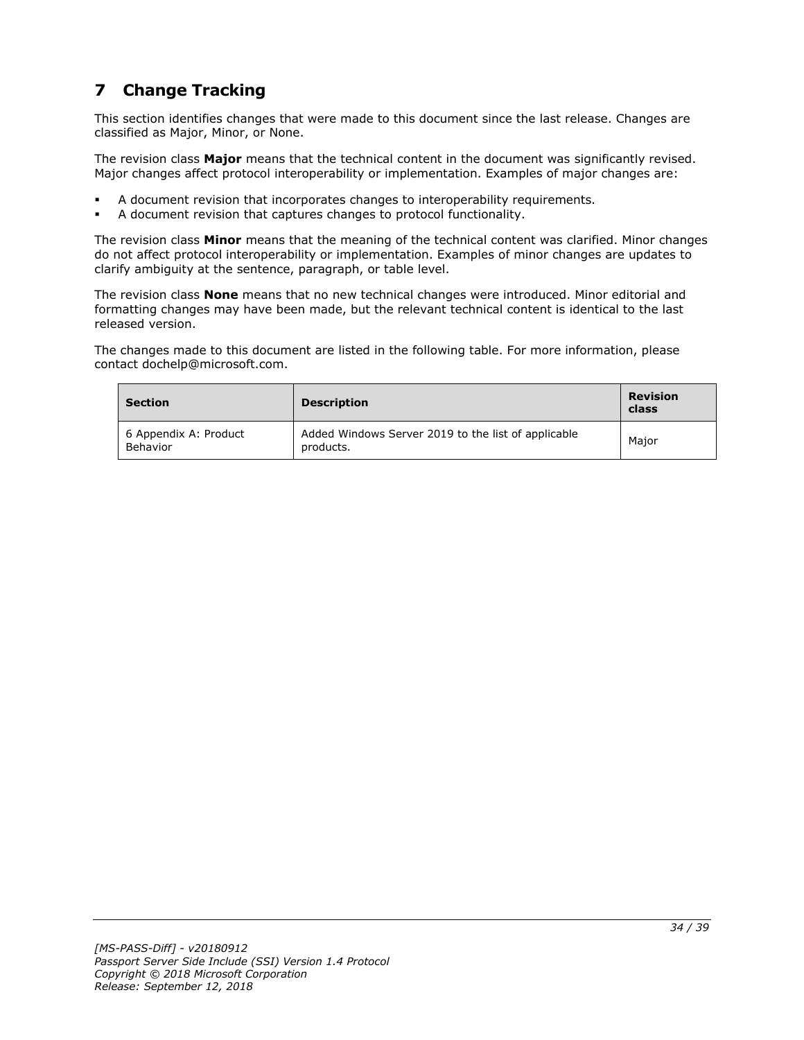# 7 Change Tracking

This section identifies changes that were made to this document since the last release. Changes are classified as Major, Minor, or None.

The revision class **Major** means that the technical content in the document was significantly revised. Major changes affect protocol interoperability or implementation. Examples of major changes are:

- A document revision that incorporates changes to interoperability requirements.
- A document revision that captures changes to protocol functionality.

The revision class **Minor** means that the meaning of the technical content was clarified. Minor changes do not affect protocol interoperability or implementation. Examples of minor changes are updates to clarify ambiguity at the sentence, paragraph, or table level.

The revision class **None** means that no new technical changes were introduced. Minor editorial and formatting changes may have been made, but the relevant technical content is identical to the last released version.

The changes made to this document are listed in the following table. For more information, please contact dochelp@microsoft.com.

| Section | Description | Revision class |
|---|---|---|
| 6 Appendix A: Product Behavior | Added Windows Server 2019 to the list of applicable products. | Major |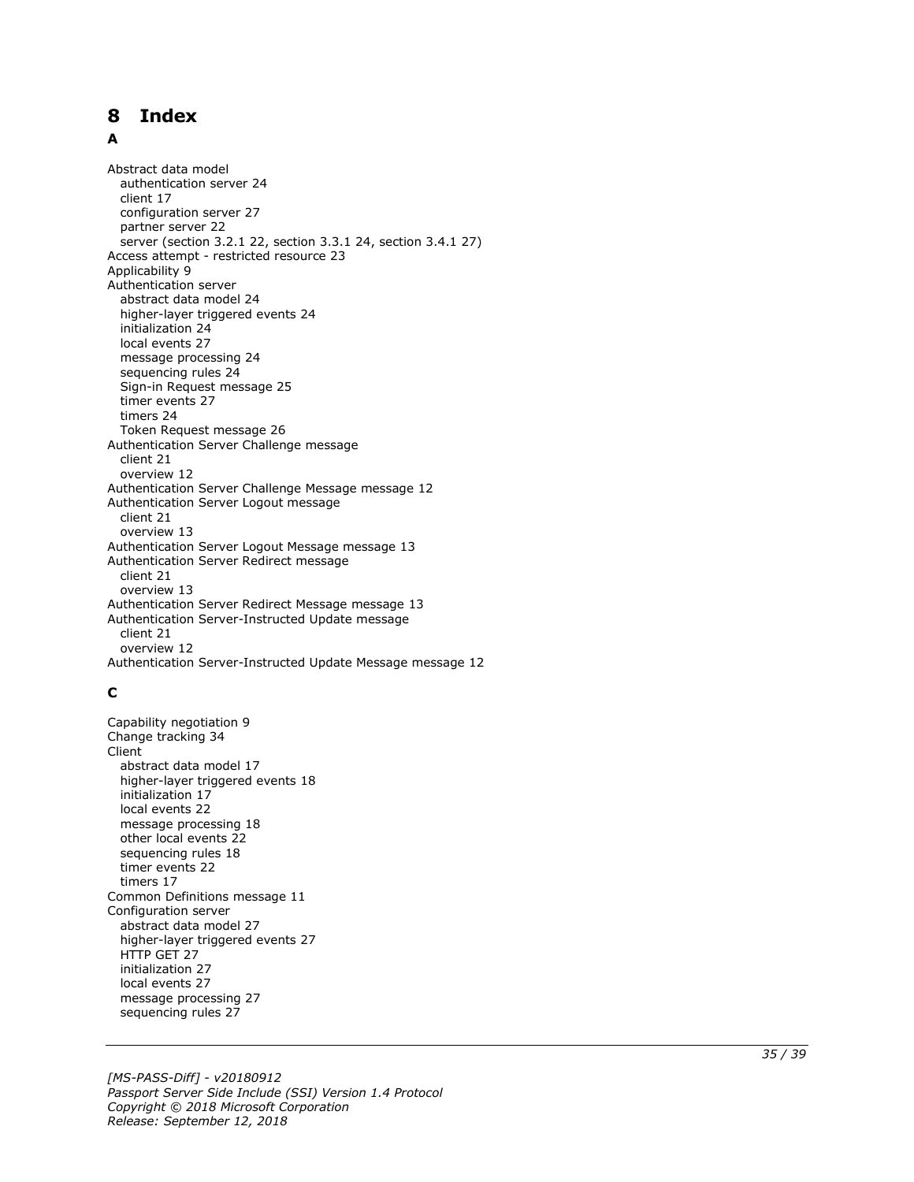# 8 Index

## A

Abstract data model
   authentication server 24
   client 17
   configuration server 27
   partner server 22
   server (section 3.2.1 22, section 3.3.1 24, section 3.4.1 27)
Access attempt - restricted resource 23
Applicability 9
Authentication server
   abstract data model 24
   higher-layer triggered events 24
   initialization 24
   local events 27
   message processing 24
   sequencing rules 24
   Sign-in Request message 25
   timer events 27
   timers 24
   Token Request message 26
Authentication Server Challenge message
   client 21
   overview 12
Authentication Server Challenge Message message 12
Authentication Server Logout message
   client 21
   overview 13
Authentication Server Logout Message message 13
Authentication Server Redirect message
   client 21
   overview 13
Authentication Server Redirect Message message 13
Authentication Server-Instructed Update message
   client 21
   overview 12
Authentication Server-Instructed Update Message message 12

## C

Capability negotiation 9
Change tracking 34
Client
   abstract data model 17
   higher-layer triggered events 18
   initialization 17
   local events 22
   message processing 18
   other local events 22
   sequencing rules 18
   timer events 22
   timers 17
Common Definitions message 11
Configuration server
   abstract data model 27
   higher-layer triggered events 27
   HTTP GET 27
   initialization 27
   local events 27
   message processing 27
   sequencing rules 27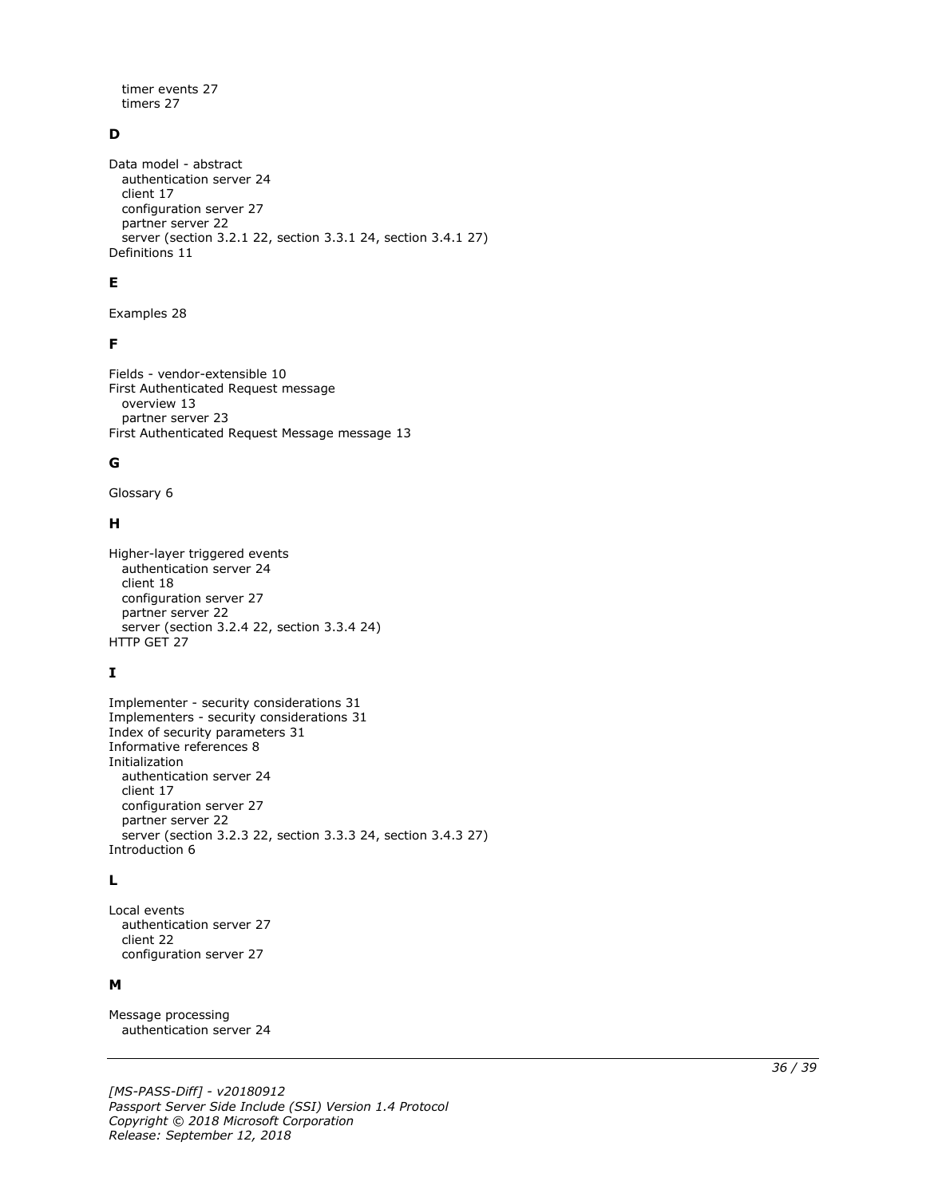timer events 27
   timers 27

**D**

Data model - abstract
   authentication server 24
   client 17
   configuration server 27
   partner server 22
   server (section 3.2.1 22, section 3.3.1 24, section 3.4.1 27)
Definitions 11

**E**

Examples 28

**F**

Fields - vendor-extensible 10
First Authenticated Request message
   overview 13
   partner server 23
First Authenticated Request Message message 13

**G**

Glossary 6

**H**

Higher-layer triggered events
   authentication server 24
   client 18
   configuration server 27
   partner server 22
   server (section 3.2.4 22, section 3.3.4 24)
HTTP GET 27

**I**

Implementer - security considerations 31
Implementers - security considerations 31
Index of security parameters 31
Informative references 8
Initialization
   authentication server 24
   client 17
   configuration server 27
   partner server 22
   server (section 3.2.3 22, section 3.3.3 24, section 3.4.3 27)
Introduction 6

**L**

Local events
   authentication server 27
   client 22
   configuration server 27

**M**

Message processing
   authentication server 24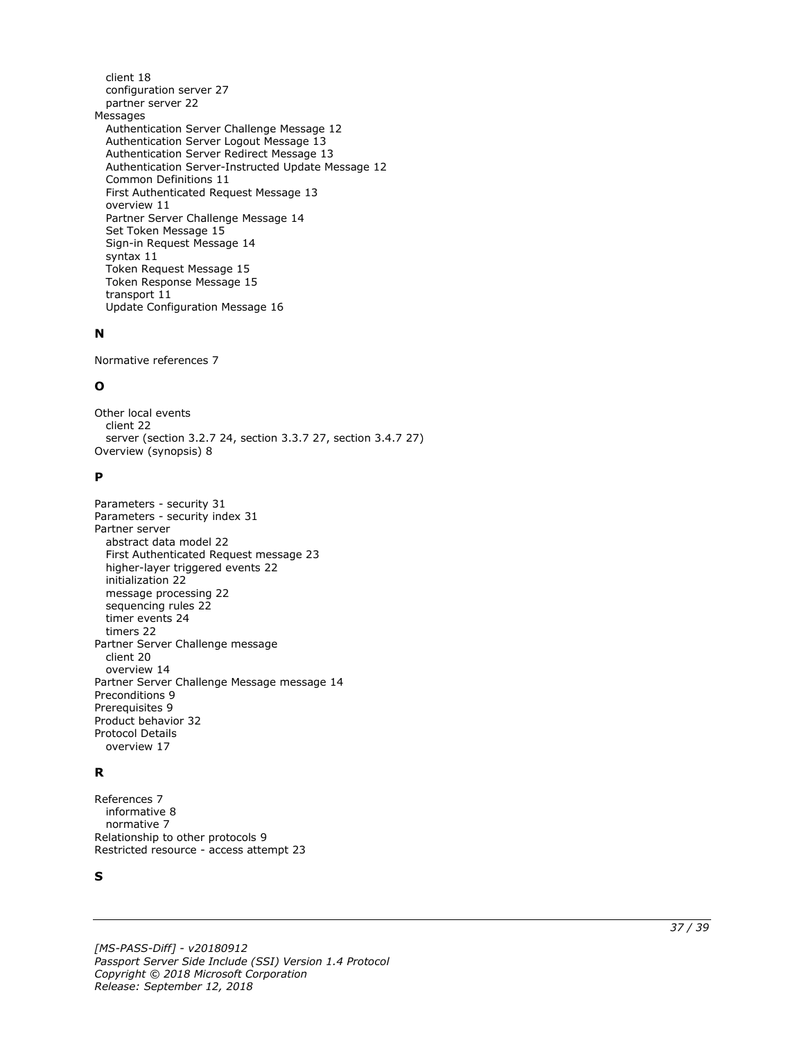client 18
configuration server 27
partner server 22

Messages
- Authentication Server Challenge Message 12
- Authentication Server Logout Message 13
- Authentication Server Redirect Message 13
- Authentication Server-Instructed Update Message 12
- Common Definitions 11
- First Authenticated Request Message 13
- overview 11
- Partner Server Challenge Message 14
- Set Token Message 15
- Sign-in Request Message 14
- syntax 11
- Token Request Message 15
- Token Response Message 15
- transport 11
- Update Configuration Message 16

**N**

Normative references 7

**O**

Other local events
- client 22
- server (section 3.2.7 24, section 3.3.7 27, section 3.4.7 27)

Overview (synopsis) 8

**P**

Parameters - security 31
Parameters - security index 31
Partner server
- abstract data model 22
- First Authenticated Request message 23
- higher-layer triggered events 22
- initialization 22
- message processing 22
- sequencing rules 22
- timer events 24
- timers 22

Partner Server Challenge message
- client 20
- overview 14

Partner Server Challenge Message message 14
Preconditions 9
Prerequisites 9
Product behavior 32
Protocol Details
- overview 17

**R**

References 7
- informative 8
- normative 7

Relationship to other protocols 9
Restricted resource - access attempt 23

**S**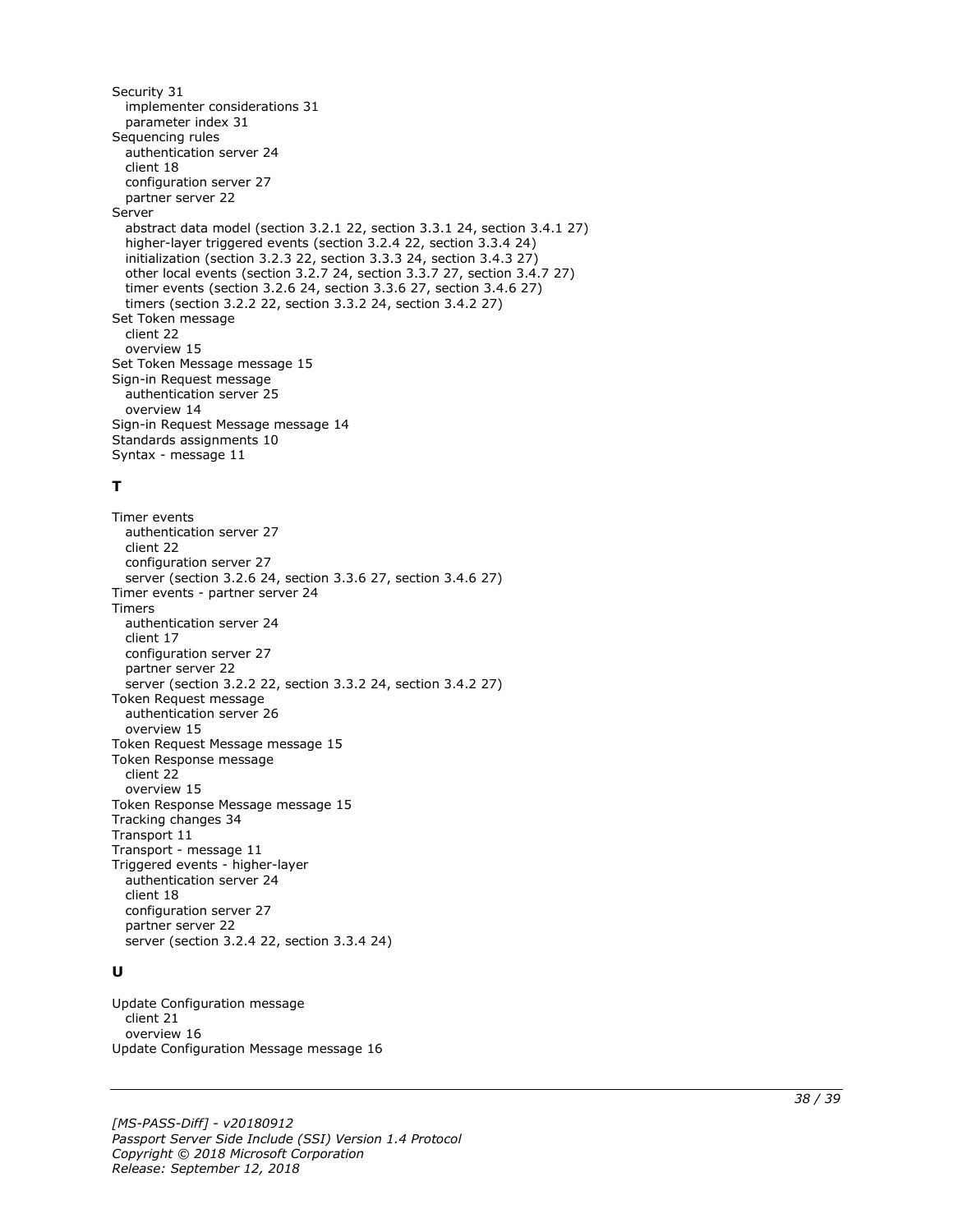Security 31
  implementer considerations 31
  parameter index 31
Sequencing rules
  authentication server 24
  client 18
  configuration server 27
  partner server 22
Server
  abstract data model (section 3.2.1 22, section 3.3.1 24, section 3.4.1 27)
  higher-layer triggered events (section 3.2.4 22, section 3.3.4 24)
  initialization (section 3.2.3 22, section 3.3.3 24, section 3.4.3 27)
  other local events (section 3.2.7 24, section 3.3.7 27, section 3.4.7 27)
  timer events (section 3.2.6 24, section 3.3.6 27, section 3.4.6 27)
  timers (section 3.2.2 22, section 3.3.2 24, section 3.4.2 27)
Set Token message
  client 22
  overview 15
Set Token Message message 15
Sign-in Request message
  authentication server 25
  overview 14
Sign-in Request Message message 14
Standards assignments 10
Syntax - message 11

**T**

Timer events
  authentication server 27
  client 22
  configuration server 27
  server (section 3.2.6 24, section 3.3.6 27, section 3.4.6 27)
Timer events - partner server 24
Timers
  authentication server 24
  client 17
  configuration server 27
  partner server 22
  server (section 3.2.2 22, section 3.3.2 24, section 3.4.2 27)
Token Request message
  authentication server 26
  overview 15
Token Request Message message 15
Token Response message
  client 22
  overview 15
Token Response Message message 15
Tracking changes 34
Transport 11
Transport - message 11
Triggered events - higher-layer
  authentication server 24
  client 18
  configuration server 27
  partner server 22
  server (section 3.2.4 22, section 3.3.4 24)

**U**

Update Configuration message
  client 21
  overview 16
Update Configuration Message message 16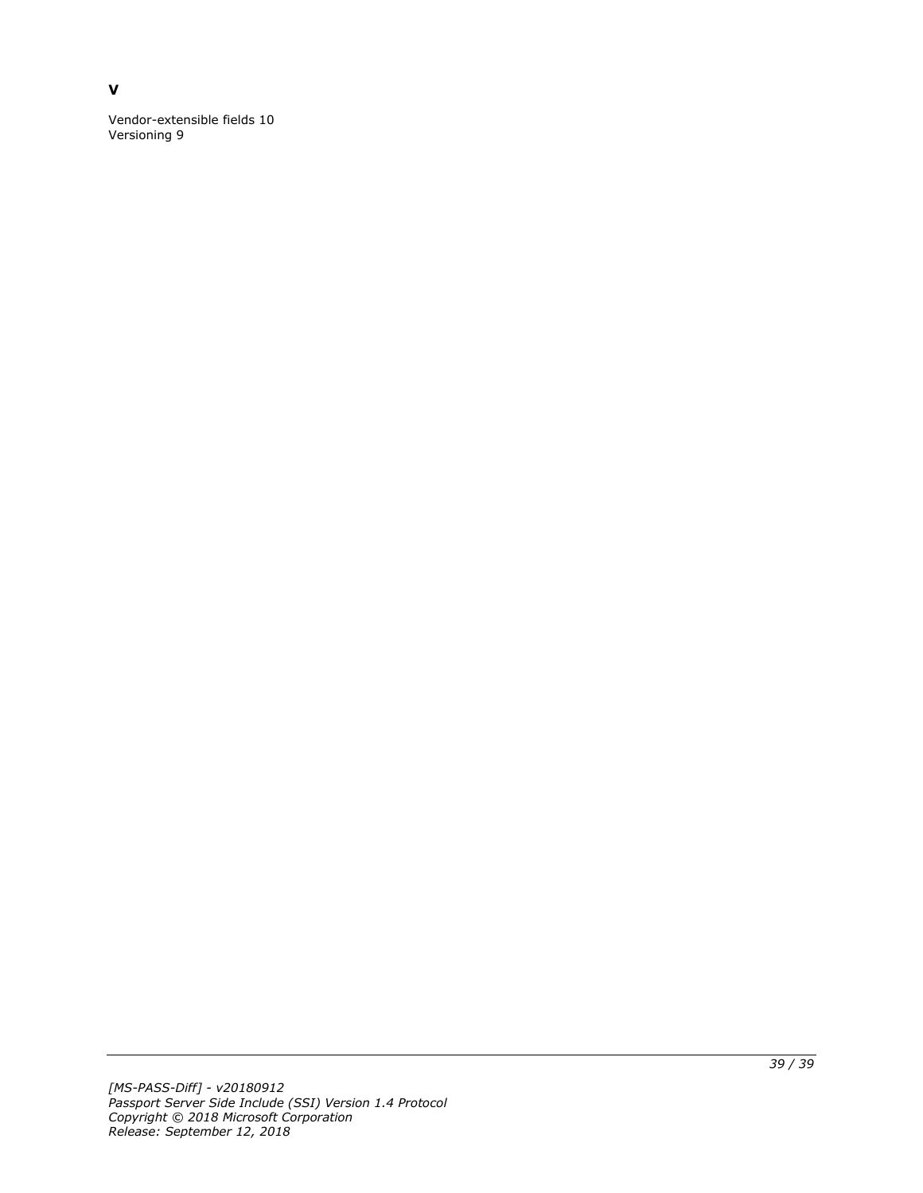**V**

Vendor-extensible fields 10
Versioning 9